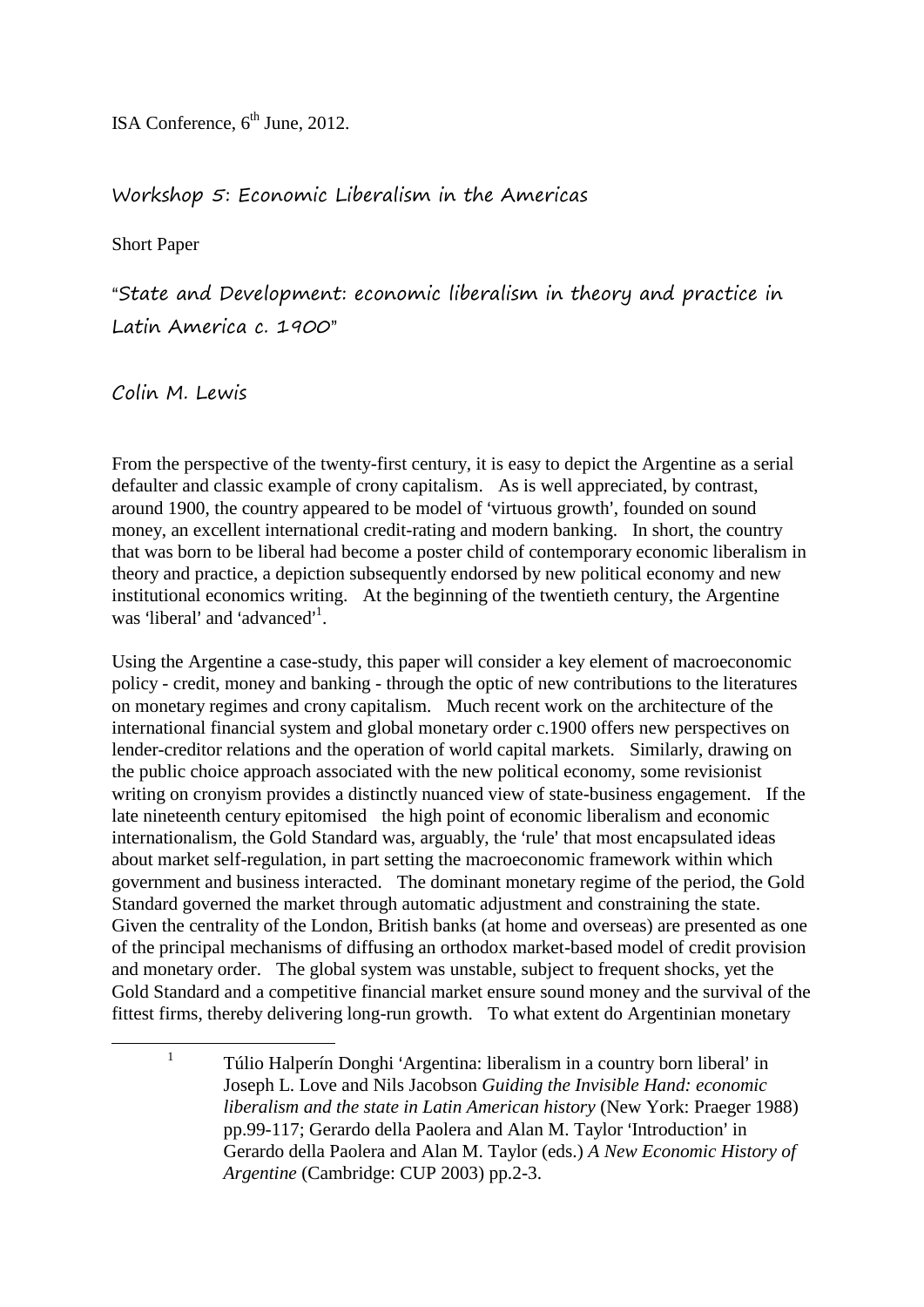ISA Conference, 6th June, 2012.

Workshop 5: Economic Liberalism in the Americas

Short Paper

# "State and Development: economic liberalism in theory and practice in Latin America c. 1900"

Colin M. Lewis

From the perspective of the twenty-first century, it is easy to depict the Argentine as a serial defaulter and classic example of crony capitalism. As is well appreciated, by contrast, around 1900, the country appeared to be model of 'virtuous growth', founded on sound money, an excellent international credit-rating and modern banking. In short, the country that was born to be liberal had become a poster child of contemporary economic liberalism in theory and practice, a depiction subsequently endorsed by new political economy and new institutional economics writing. At the beginning of the twentieth century, the Argentine was 'liberal' and 'advanced'[1].

Using the Argentine a case-study, this paper will consider a key element of macroeconomic policy - credit, money and banking - through the optic of new contributions to the literatures on monetary regimes and crony capitalism. Much recent work on the architecture of the international financial system and global monetary order c.1900 offers new perspectives on lender-creditor relations and the operation of world capital markets. Similarly, drawing on the public choice approach associated with the new political economy, some revisionist writing on cronyism provides a distinctly nuanced view of state-business engagement. If the late nineteenth century epitomised the high point of economic liberalism and economic internationalism, the Gold Standard was, arguably, the 'rule' that most encapsulated ideas about market self-regulation, in part setting the macroeconomic framework within which government and business interacted. The dominant monetary regime of the period, the Gold Standard governed the market through automatic adjustment and constraining the state. Given the centrality of the London, British banks (at home and overseas) are presented as one of the principal mechanisms of diffusing an orthodox market-based model of credit provision and monetary order. The global system was unstable, subject to frequent shocks, yet the Gold Standard and a competitive financial market ensure sound money and the survival of the fittest firms, thereby delivering long-run growth. To what extent do Argentinian monetary

[1] Túlio Halperín Donghi 'Argentina: liberalism in a country born liberal' in Joseph L. Love and Nils Jacobson *Guiding the Invisible Hand: economic liberalism and the state in Latin American history* (New York: Praeger 1988) pp.99-117; Gerardo della Paolera and Alan M. Taylor 'Introduction' in Gerardo della Paolera and Alan M. Taylor (eds.) *A New Economic History of Argentine* (Cambridge: CUP 2003) pp.2-3.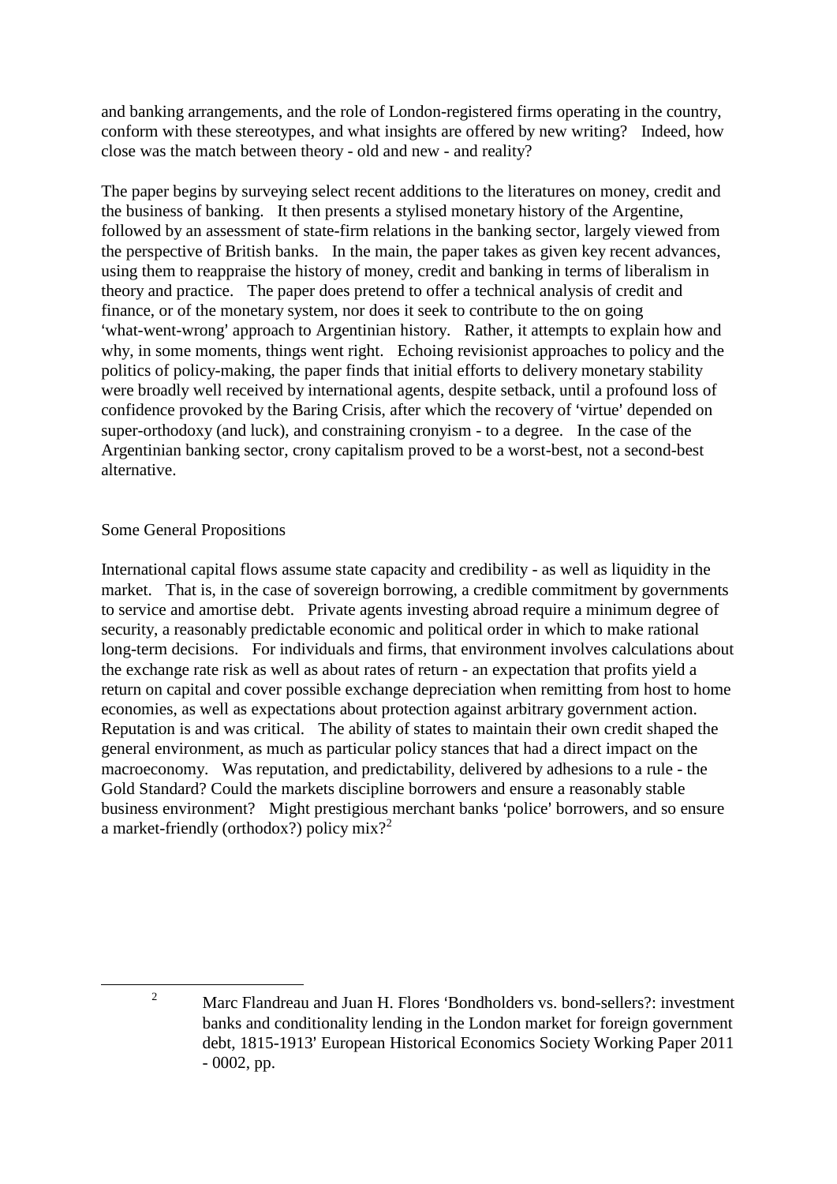and banking arrangements, and the role of London-registered firms operating in the country, conform with these stereotypes, and what insights are offered by new writing? Indeed, how close was the match between theory - old and new - and reality?

The paper begins by surveying select recent additions to the literatures on money, credit and the business of banking. It then presents a stylised monetary history of the Argentine, followed by an assessment of state-firm relations in the banking sector, largely viewed from the perspective of British banks. In the main, the paper takes as given key recent advances, using them to reappraise the history of money, credit and banking in terms of liberalism in theory and practice. The paper does pretend to offer a technical analysis of credit and finance, or of the monetary system, nor does it seek to contribute to the on going 'what-went-wrong' approach to Argentinian history. Rather, it attempts to explain how and why, in some moments, things went right. Echoing revisionist approaches to policy and the politics of policy-making, the paper finds that initial efforts to delivery monetary stability were broadly well received by international agents, despite setback, until a profound loss of confidence provoked by the Baring Crisis, after which the recovery of 'virtue' depended on super-orthodoxy (and luck), and constraining cronyism - to a degree. In the case of the Argentinian banking sector, crony capitalism proved to be a worst-best, not a second-best alternative.

## Some General Propositions

International capital flows assume state capacity and credibility - as well as liquidity in the market. That is, in the case of sovereign borrowing, a credible commitment by governments to service and amortise debt. Private agents investing abroad require a minimum degree of security, a reasonably predictable economic and political order in which to make rational long-term decisions. For individuals and firms, that environment involves calculations about the exchange rate risk as well as about rates of return - an expectation that profits yield a return on capital and cover possible exchange depreciation when remitting from host to home economies, as well as expectations about protection against arbitrary government action. Reputation is and was critical. The ability of states to maintain their own credit shaped the general environment, as much as particular policy stances that had a direct impact on the macroeconomy. Was reputation, and predictability, delivered by adhesions to a rule - the Gold Standard? Could the markets discipline borrowers and ensure a reasonably stable business environment? Might prestigious merchant banks 'police' borrowers, and so ensure a market-friendly (orthodox?) policy mix?[2]

---

[2] Marc Flandreau and Juan H. Flores 'Bondholders vs. bond-sellers?: investment banks and conditionality lending in the London market for foreign government debt, 1815-1913' European Historical Economics Society Working Paper 2011 - 0002, pp.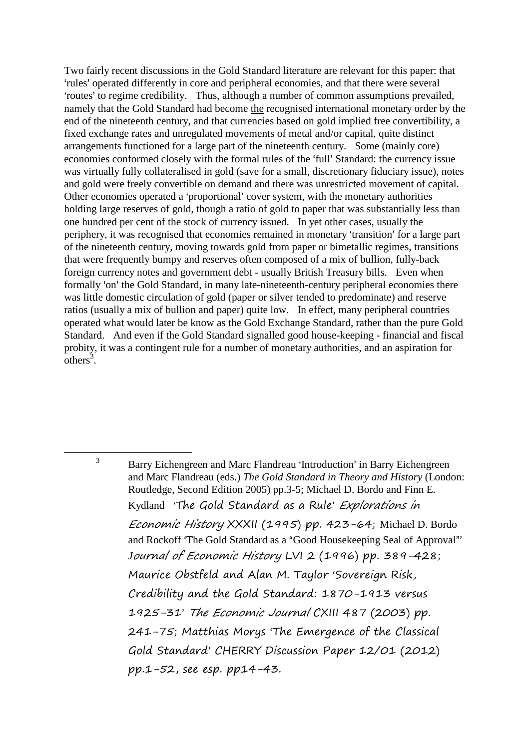Two fairly recent discussions in the Gold Standard literature are relevant for this paper: that 'rules' operated differently in core and peripheral economies, and that there were several 'routes' to regime credibility. Thus, although a number of common assumptions prevailed, namely that the Gold Standard had become the recognised international monetary order by the end of the nineteenth century, and that currencies based on gold implied free convertibility, a fixed exchange rates and unregulated movements of metal and/or capital, quite distinct arrangements functioned for a large part of the nineteenth century. Some (mainly core) economies conformed closely with the formal rules of the 'full' Standard: the currency issue was virtually fully collateralised in gold (save for a small, discretionary fiduciary issue), notes and gold were freely convertible on demand and there was unrestricted movement of capital. Other economies operated a 'proportional' cover system, with the monetary authorities holding large reserves of gold, though a ratio of gold to paper that was substantially less than one hundred per cent of the stock of currency issued. In yet other cases, usually the periphery, it was recognised that economies remained in monetary 'transition' for a large part of the nineteenth century, moving towards gold from paper or bimetallic regimes, transitions that were frequently bumpy and reserves often composed of a mix of bullion, fully-back foreign currency notes and government debt - usually British Treasury bills. Even when formally 'on' the Gold Standard, in many late-nineteenth-century peripheral economies there was little domestic circulation of gold (paper or silver tended to predominate) and reserve ratios (usually a mix of bullion and paper) quite low. In effect, many peripheral countries operated what would later be know as the Gold Exchange Standard, rather than the pure Gold Standard. And even if the Gold Standard signalled good house-keeping - financial and fiscal probity, it was a contingent rule for a number of monetary authorities, and an aspiration for others[3].

---

[3] Barry Eichengreen and Marc Flandreau 'Introduction' in Barry Eichengreen and Marc Flandreau (eds.) *The Gold Standard in Theory and History* (London: Routledge, Second Edition 2005) pp.3-5; Michael D. Bordo and Finn E. Kydland 'The Gold Standard as a Rule' *Explorations in Economic History* XXXII (1995) pp. 423-64; Michael D. Bordo and Rockoff 'The Gold Standard as a "Good Housekeeping Seal of Approval"' *Journal of Economic History* LVI 2 (1996) pp. 389-428; Maurice Obstfeld and Alan M. Taylor 'Sovereign Risk, Credibility and the Gold Standard: 1870-1913 versus 1925-31' *The Economic Journal* CXIII 487 (2003) pp. 241-75; Matthias Morys 'The Emergence of the Classical Gold Standard' CHERRY Discussion Paper 12/01 (2012) pp.1-52, see esp. pp14-43.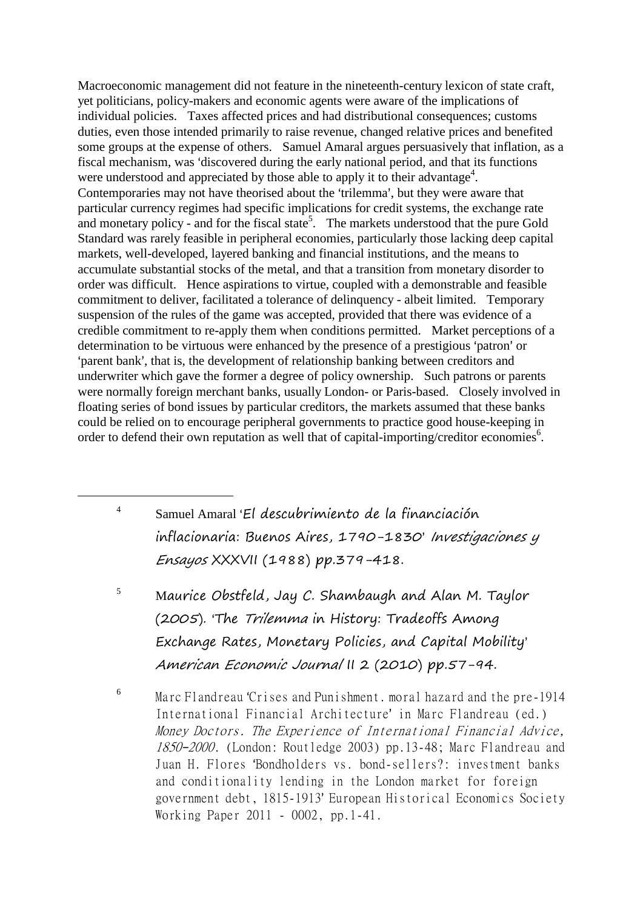Macroeconomic management did not feature in the nineteenth-century lexicon of state craft, yet politicians, policy-makers and economic agents were aware of the implications of individual policies. Taxes affected prices and had distributional consequences; customs duties, even those intended primarily to raise revenue, changed relative prices and benefited some groups at the expense of others. Samuel Amaral argues persuasively that inflation, as a fiscal mechanism, was 'discovered during the early national period, and that its functions were understood and appreciated by those able to apply it to their advantage[4]. Contemporaries may not have theorised about the 'trilemma', but they were aware that particular currency regimes had specific implications for credit systems, the exchange rate and monetary policy - and for the fiscal state[5]. The markets understood that the pure Gold Standard was rarely feasible in peripheral economies, particularly those lacking deep capital markets, well-developed, layered banking and financial institutions, and the means to accumulate substantial stocks of the metal, and that a transition from monetary disorder to order was difficult. Hence aspirations to virtue, coupled with a demonstrable and feasible commitment to deliver, facilitated a tolerance of delinquency - albeit limited. Temporary suspension of the rules of the game was accepted, provided that there was evidence of a credible commitment to re-apply them when conditions permitted. Market perceptions of a determination to be virtuous were enhanced by the presence of a prestigious 'patron' or 'parent bank', that is, the development of relationship banking between creditors and underwriter which gave the former a degree of policy ownership. Such patrons or parents were normally foreign merchant banks, usually London- or Paris-based. Closely involved in floating series of bond issues by particular creditors, the markets assumed that these banks could be relied on to encourage peripheral governments to practice good house-keeping in order to defend their own reputation as well that of capital-importing/creditor economies[6].

---

[4] Samuel Amaral '*El descubrimiento de la financiación inflacionaria: Buenos Aires, 1790-1830*' *Investigaciones y Ensayos* XXXVII (1988) pp.379-418.

[5] Maurice Obstfeld, Jay C. Shambaugh and Alan M. Taylor (2005). 'The *Trilemma* in History: Tradeoffs Among Exchange Rates, Monetary Policies, and Capital Mobility' *American Economic Journal* II 2 (2010) pp.57-94.

[6] Marc Flandreau 'Crises and Punishment. moral hazard and the pre-1914 International Financial Architecture' in Marc Flandreau (ed.) *Money Doctors. The Experience of International Financial Advice, 1850-2000*. (London: Routledge 2003) pp.13-48; Marc Flandreau and Juan H. Flores 'Bondholders vs. bond-sellers?: investment banks and conditionality lending in the London market for foreign government debt, 1815-1913' European Historical Economics Society Working Paper 2011 - 0002, pp.1-41.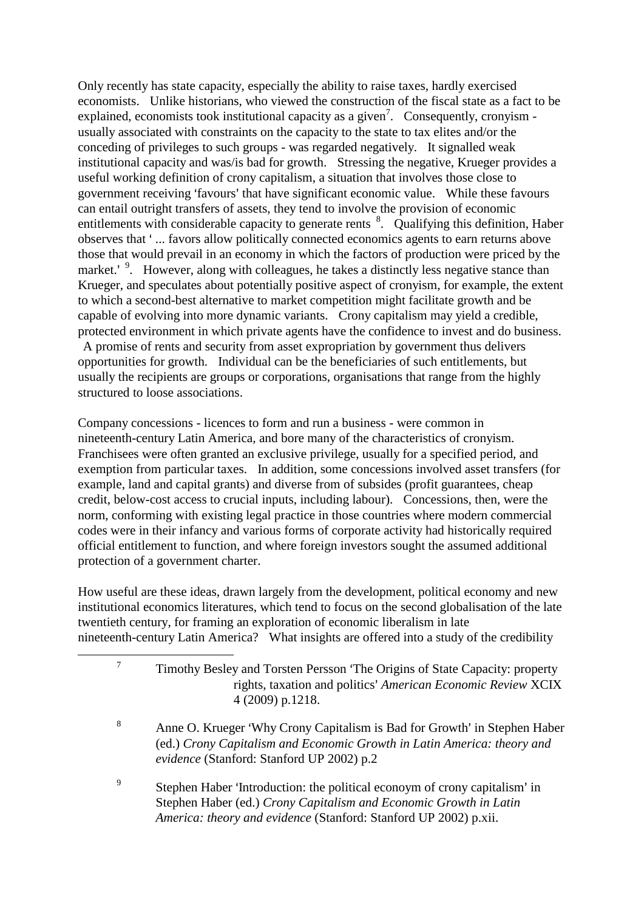Only recently has state capacity, especially the ability to raise taxes, hardly exercised economists. Unlike historians, who viewed the construction of the fiscal state as a fact to be explained, economists took institutional capacity as a given[7]. Consequently, cronyism - usually associated with constraints on the capacity to the state to tax elites and/or the conceding of privileges to such groups - was regarded negatively. It signalled weak institutional capacity and was/is bad for growth. Stressing the negative, Krueger provides a useful working definition of crony capitalism, a situation that involves those close to government receiving 'favours' that have significant economic value. While these favours can entail outright transfers of assets, they tend to involve the provision of economic entitlements with considerable capacity to generate rents [8]. Qualifying this definition, Haber observes that ' ... favors allow politically connected economics agents to earn returns above those that would prevail in an economy in which the factors of production were priced by the market.' [9]. However, along with colleagues, he takes a distinctly less negative stance than Krueger, and speculates about potentially positive aspect of cronyism, for example, the extent to which a second-best alternative to market competition might facilitate growth and be capable of evolving into more dynamic variants. Crony capitalism may yield a credible, protected environment in which private agents have the confidence to invest and do business. A promise of rents and security from asset expropriation by government thus delivers opportunities for growth. Individual can be the beneficiaries of such entitlements, but usually the recipients are groups or corporations, organisations that range from the highly structured to loose associations.

Company concessions - licences to form and run a business - were common in nineteenth-century Latin America, and bore many of the characteristics of cronyism. Franchisees were often granted an exclusive privilege, usually for a specified period, and exemption from particular taxes. In addition, some concessions involved asset transfers (for example, land and capital grants) and diverse from of subsides (profit guarantees, cheap credit, below-cost access to crucial inputs, including labour). Concessions, then, were the norm, conforming with existing legal practice in those countries where modern commercial codes were in their infancy and various forms of corporate activity had historically required official entitlement to function, and where foreign investors sought the assumed additional protection of a government charter.

How useful are these ideas, drawn largely from the development, political economy and new institutional economics literatures, which tend to focus on the second globalisation of the late twentieth century, for framing an exploration of economic liberalism in late nineteenth-century Latin America? What insights are offered into a study of the credibility

---

[7] Timothy Besley and Torsten Persson 'The Origins of State Capacity: property rights, taxation and politics' *American Economic Review* XCIX 4 (2009) p.1218.

[8] Anne O. Krueger 'Why Crony Capitalism is Bad for Growth' in Stephen Haber (ed.) *Crony Capitalism and Economic Growth in Latin America: theory and evidence* (Stanford: Stanford UP 2002) p.2

[9] Stephen Haber 'Introduction: the political econoym of crony capitalism' in Stephen Haber (ed.) *Crony Capitalism and Economic Growth in Latin America: theory and evidence* (Stanford: Stanford UP 2002) p.xii.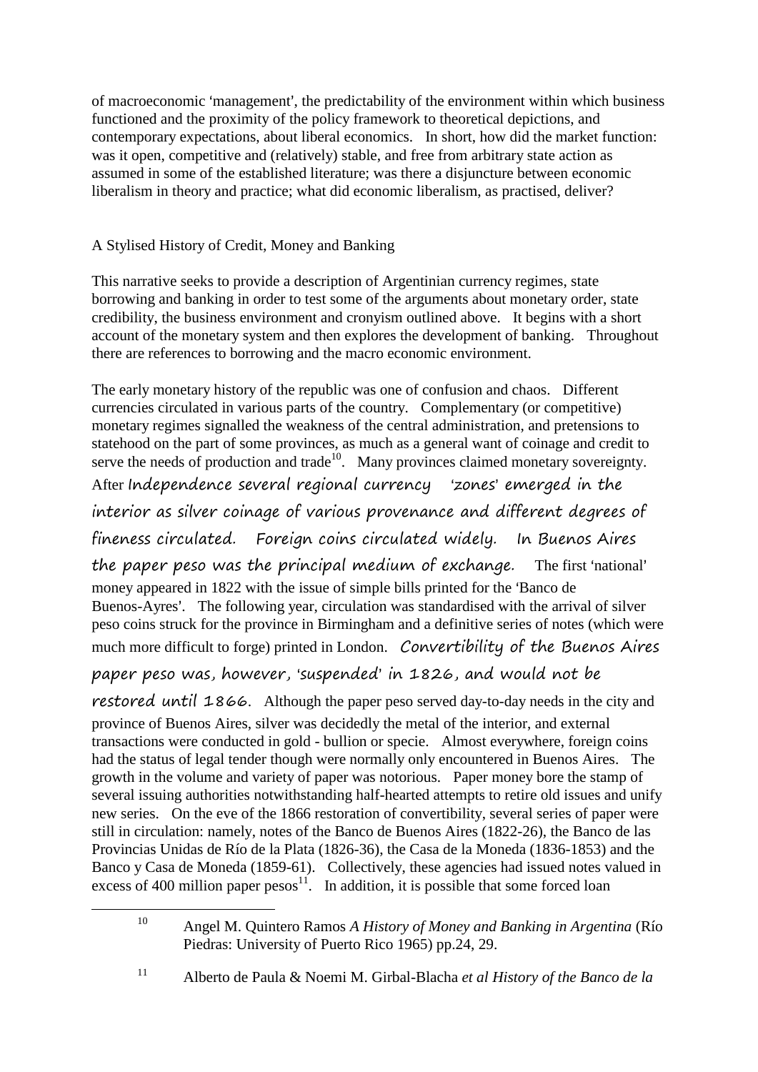of macroeconomic 'management', the predictability of the environment within which business functioned and the proximity of the policy framework to theoretical depictions, and contemporary expectations, about liberal economics. In short, how did the market function: was it open, competitive and (relatively) stable, and free from arbitrary state action as assumed in some of the established literature; was there a disjuncture between economic liberalism in theory and practice; what did economic liberalism, as practised, deliver?

## A Stylised History of Credit, Money and Banking

This narrative seeks to provide a description of Argentinian currency regimes, state borrowing and banking in order to test some of the arguments about monetary order, state credibility, the business environment and cronyism outlined above. It begins with a short account of the monetary system and then explores the development of banking. Throughout there are references to borrowing and the macro economic environment.

The early monetary history of the republic was one of confusion and chaos. Different currencies circulated in various parts of the country. Complementary (or competitive) monetary regimes signalled the weakness of the central administration, and pretensions to statehood on the part of some provinces, as much as a general want of coinage and credit to serve the needs of production and trade[10]. Many provinces claimed monetary sovereignty. After Independence several regional currency 'zones' emerged in the interior as silver coinage of various provenance and different degrees of fineness circulated. Foreign coins circulated widely. In Buenos Aires the paper peso was the principal medium of exchange. The first 'national' money appeared in 1822 with the issue of simple bills printed for the 'Banco de Buenos-Ayres'. The following year, circulation was standardised with the arrival of silver peso coins struck for the province in Birmingham and a definitive series of notes (which were much more difficult to forge) printed in London. Convertibility of the Buenos Aires paper peso was, however, 'suspended' in 1826, and would not be restored until 1866. Although the paper peso served day-to-day needs in the city and province of Buenos Aires, silver was decidedly the metal of the interior, and external transactions were conducted in gold - bullion or specie. Almost everywhere, foreign coins had the status of legal tender though were normally only encountered in Buenos Aires. The growth in the volume and variety of paper was notorious. Paper money bore the stamp of several issuing authorities notwithstanding half-hearted attempts to retire old issues and unify new series. On the eve of the 1866 restoration of convertibility, several series of paper were still in circulation: namely, notes of the Banco de Buenos Aires (1822-26), the Banco de las Provincias Unidas de Río de la Plata (1826-36), the Casa de la Moneda (1836-1853) and the Banco y Casa de Moneda (1859-61). Collectively, these agencies had issued notes valued in excess of 400 million paper pesos[11]. In addition, it is possible that some forced loan

[10] Angel M. Quintero Ramos *A History of Money and Banking in Argentina* (Río Piedras: University of Puerto Rico 1965) pp.24, 29.

[11] Alberto de Paula & Noemi M. Girbal-Blacha *et al History of the Banco de la*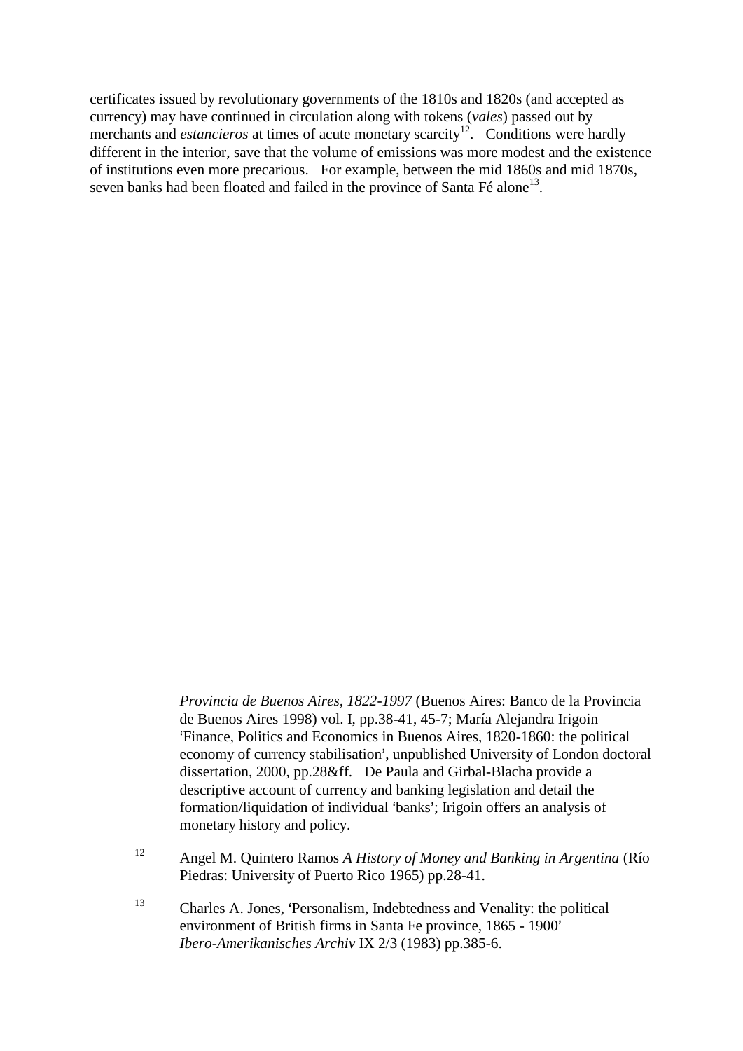certificates issued by revolutionary governments of the 1810s and 1820s (and accepted as currency) may have continued in circulation along with tokens (*vales*) passed out by merchants and *estancieros* at times of acute monetary scarcity[12]. Conditions were hardly different in the interior, save that the volume of emissions was more modest and the existence of institutions even more precarious. For example, between the mid 1860s and mid 1870s, seven banks had been floated and failed in the province of Santa Fé alone[13].

---

*Provincia de Buenos Aires, 1822-1997* (Buenos Aires: Banco de la Provincia de Buenos Aires 1998) vol. I, pp.38-41, 45-7; María Alejandra Irigoin 'Finance, Politics and Economics in Buenos Aires, 1820-1860: the political economy of currency stabilisation', unpublished University of London doctoral dissertation, 2000, pp.28&ff. De Paula and Girbal-Blacha provide a descriptive account of currency and banking legislation and detail the formation/liquidation of individual 'banks'; Irigoin offers an analysis of monetary history and policy.

[12] Angel M. Quintero Ramos *A History of Money and Banking in Argentina* (Río Piedras: University of Puerto Rico 1965) pp.28-41.

[13] Charles A. Jones, 'Personalism, Indebtedness and Venality: the political environment of British firms in Santa Fe province, 1865 - 1900' *Ibero-Amerikanisches Archiv* IX 2/3 (1983) pp.385-6.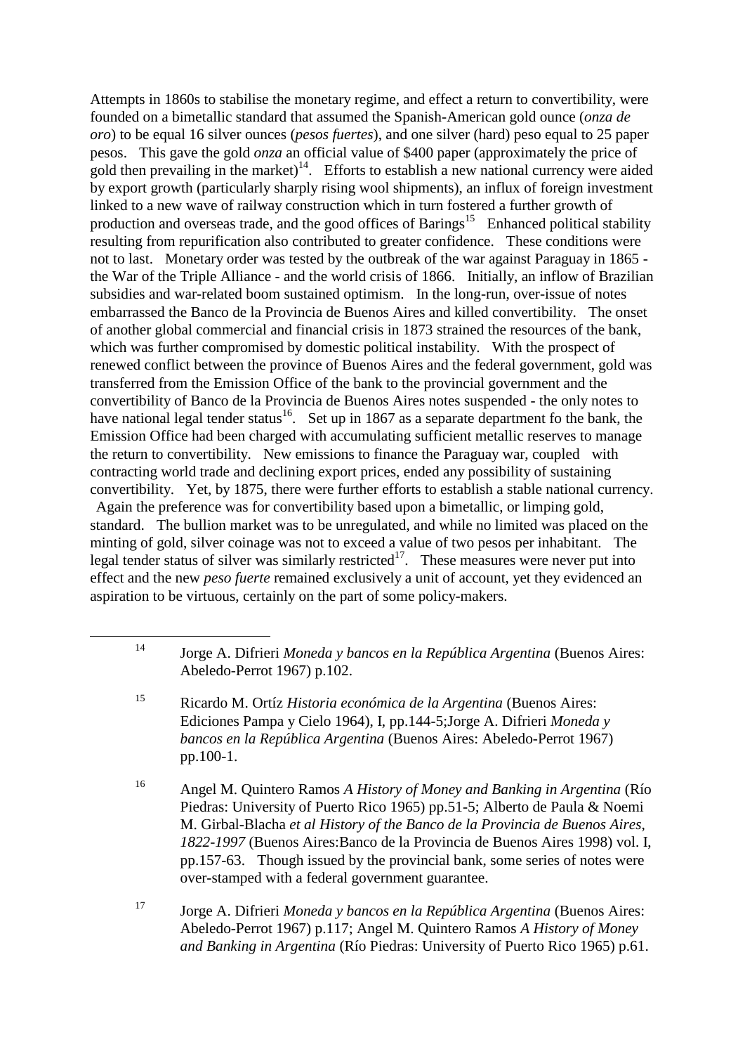Attempts in 1860s to stabilise the monetary regime, and effect a return to convertibility, were founded on a bimetallic standard that assumed the Spanish-American gold ounce (*onza de oro*) to be equal 16 silver ounces (*pesos fuertes*), and one silver (hard) peso equal to 25 paper pesos. This gave the gold *onza* an official value of $400 paper (approximately the price of gold then prevailing in the market)[14]. Efforts to establish a new national currency were aided by export growth (particularly sharply rising wool shipments), an influx of foreign investment linked to a new wave of railway construction which in turn fostered a further growth of production and overseas trade, and the good offices of Barings[15] Enhanced political stability resulting from repurification also contributed to greater confidence. These conditions were not to last. Monetary order was tested by the outbreak of the war against Paraguay in 1865 - the War of the Triple Alliance - and the world crisis of 1866. Initially, an inflow of Brazilian subsidies and war-related boom sustained optimism. In the long-run, over-issue of notes embarrassed the Banco de la Provincia de Buenos Aires and killed convertibility. The onset of another global commercial and financial crisis in 1873 strained the resources of the bank, which was further compromised by domestic political instability. With the prospect of renewed conflict between the province of Buenos Aires and the federal government, gold was transferred from the Emission Office of the bank to the provincial government and the convertibility of Banco de la Provincia de Buenos Aires notes suspended - the only notes to have national legal tender status[16]. Set up in 1867 as a separate department fo the bank, the Emission Office had been charged with accumulating sufficient metallic reserves to manage the return to convertibility. New emissions to finance the Paraguay war, coupled with contracting world trade and declining export prices, ended any possibility of sustaining convertibility. Yet, by 1875, there were further efforts to establish a stable national currency. Again the preference was for convertibility based upon a bimetallic, or limping gold, standard. The bullion market was to be unregulated, and while no limited was placed on the minting of gold, silver coinage was not to exceed a value of two pesos per inhabitant. The legal tender status of silver was similarly restricted[17]. These measures were never put into effect and the new *peso fuerte* remained exclusively a unit of account, yet they evidenced an aspiration to be virtuous, certainly on the part of some policy-makers.

---

[14] Jorge A. Difrieri *Moneda y bancos en la República Argentina* (Buenos Aires: Abeledo-Perrot 1967) p.102.

[15] Ricardo M. Ortíz *Historia económica de la Argentina* (Buenos Aires: Ediciones Pampa y Cielo 1964), I, pp.144-5;Jorge A. Difrieri *Moneda y bancos en la República Argentina* (Buenos Aires: Abeledo-Perrot 1967) pp.100-1.

[16] Angel M. Quintero Ramos *A History of Money and Banking in Argentina* (Río Piedras: University of Puerto Rico 1965) pp.51-5; Alberto de Paula & Noemi M. Girbal-Blacha *et al History of the Banco de la Provincia de Buenos Aires, 1822-1997* (Buenos Aires:Banco de la Provincia de Buenos Aires 1998) vol. I, pp.157-63. Though issued by the provincial bank, some series of notes were over-stamped with a federal government guarantee.

[17] Jorge A. Difrieri *Moneda y bancos en la República Argentina* (Buenos Aires: Abeledo-Perrot 1967) p.117; Angel M. Quintero Ramos *A History of Money and Banking in Argentina* (Río Piedras: University of Puerto Rico 1965) p.61.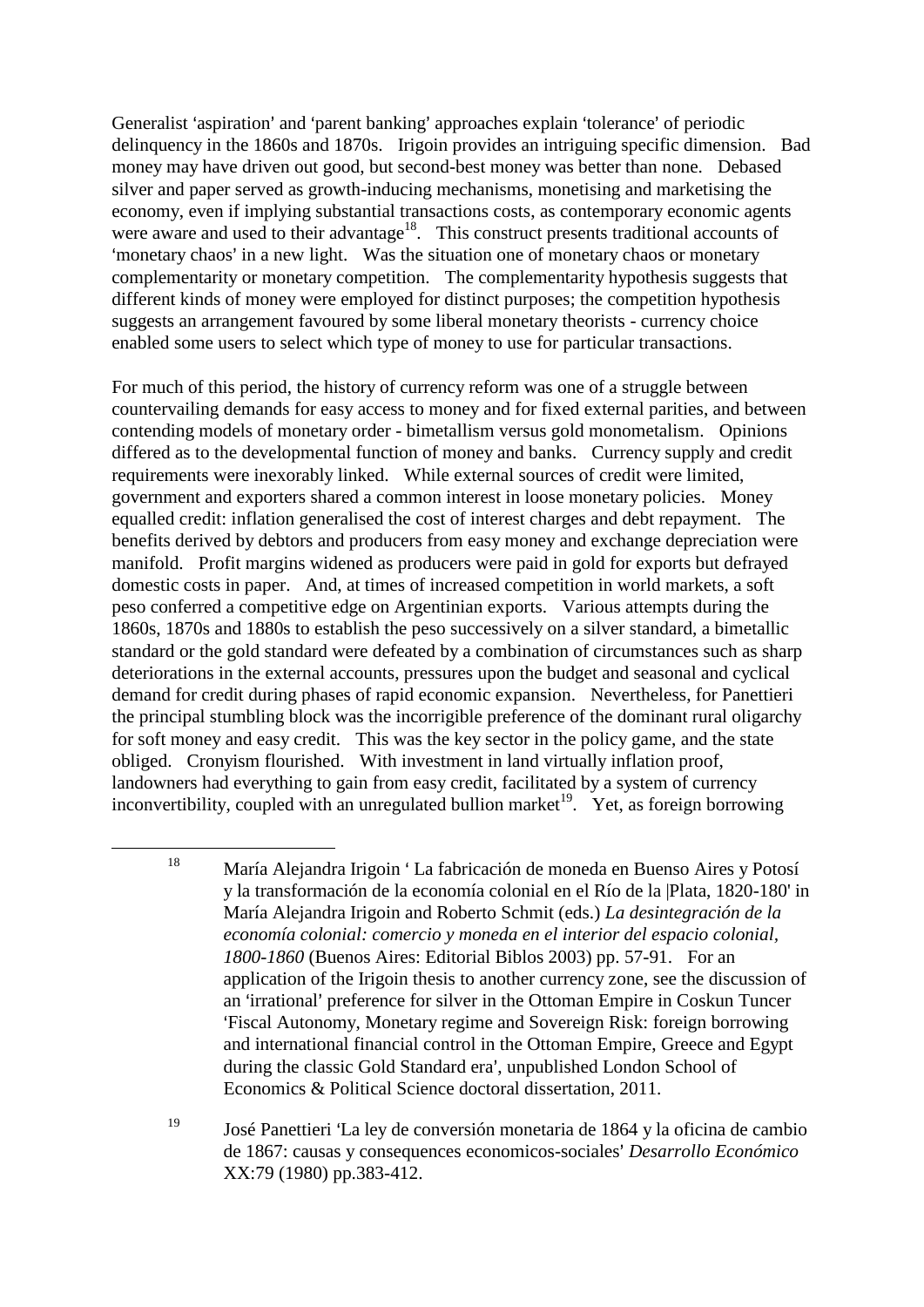Generalist 'aspiration' and 'parent banking' approaches explain 'tolerance' of periodic delinquency in the 1860s and 1870s. Irigoin provides an intriguing specific dimension. Bad money may have driven out good, but second-best money was better than none. Debased silver and paper served as growth-inducing mechanisms, monetising and marketising the economy, even if implying substantial transactions costs, as contemporary economic agents were aware and used to their advantage[18]. This construct presents traditional accounts of 'monetary chaos' in a new light. Was the situation one of monetary chaos or monetary complementarity or monetary competition. The complementarity hypothesis suggests that different kinds of money were employed for distinct purposes; the competition hypothesis suggests an arrangement favoured by some liberal monetary theorists - currency choice enabled some users to select which type of money to use for particular transactions.

For much of this period, the history of currency reform was one of a struggle between countervailing demands for easy access to money and for fixed external parities, and between contending models of monetary order - bimetallism versus gold monometalism. Opinions differed as to the developmental function of money and banks. Currency supply and credit requirements were inexorably linked. While external sources of credit were limited, government and exporters shared a common interest in loose monetary policies. Money equalled credit: inflation generalised the cost of interest charges and debt repayment. The benefits derived by debtors and producers from easy money and exchange depreciation were manifold. Profit margins widened as producers were paid in gold for exports but defrayed domestic costs in paper. And, at times of increased competition in world markets, a soft peso conferred a competitive edge on Argentinian exports. Various attempts during the 1860s, 1870s and 1880s to establish the peso successively on a silver standard, a bimetallic standard or the gold standard were defeated by a combination of circumstances such as sharp deteriorations in the external accounts, pressures upon the budget and seasonal and cyclical demand for credit during phases of rapid economic expansion. Nevertheless, for Panettieri the principal stumbling block was the incorrigible preference of the dominant rural oligarchy for soft money and easy credit. This was the key sector in the policy game, and the state obliged. Cronyism flourished. With investment in land virtually inflation proof, landowners had everything to gain from easy credit, facilitated by a system of currency inconvertibility, coupled with an unregulated bullion market[19]. Yet, as foreign borrowing

---

[18] María Alejandra Irigoin ' La fabricación de moneda en Buenso Aires y Potosí y la transformación de la economía colonial en el Río de la |Plata, 1820-180' in María Alejandra Irigoin and Roberto Schmit (eds.) *La desintegración de la economía colonial: comercio y moneda en el interior del espacio colonial, 1800-1860* (Buenos Aires: Editorial Biblos 2003) pp. 57-91. For an application of the Irigoin thesis to another currency zone, see the discussion of an 'irrational' preference for silver in the Ottoman Empire in Coskun Tuncer 'Fiscal Autonomy, Monetary regime and Sovereign Risk: foreign borrowing and international financial control in the Ottoman Empire, Greece and Egypt during the classic Gold Standard era', unpublished London School of Economics & Political Science doctoral dissertation, 2011.

[19] José Panettieri 'La ley de conversión monetaria de 1864 y la oficina de cambio de 1867: causas y consequences economicos-sociales' *Desarrollo Económico* XX:79 (1980) pp.383-412.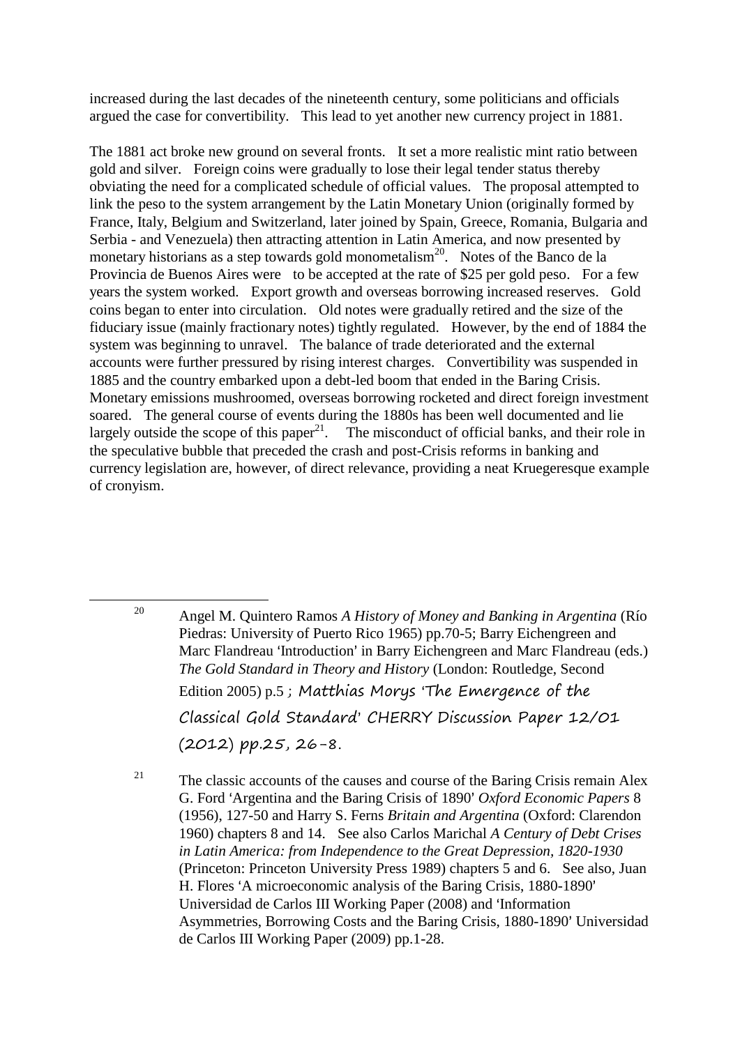increased during the last decades of the nineteenth century, some politicians and officials argued the case for convertibility. This lead to yet another new currency project in 1881.

The 1881 act broke new ground on several fronts. It set a more realistic mint ratio between gold and silver. Foreign coins were gradually to lose their legal tender status thereby obviating the need for a complicated schedule of official values. The proposal attempted to link the peso to the system arrangement by the Latin Monetary Union (originally formed by France, Italy, Belgium and Switzerland, later joined by Spain, Greece, Romania, Bulgaria and Serbia - and Venezuela) then attracting attention in Latin America, and now presented by monetary historians as a step towards gold monometalism[20]. Notes of the Banco de la Provincia de Buenos Aires were to be accepted at the rate of \$25 per gold peso. For a few years the system worked. Export growth and overseas borrowing increased reserves. Gold coins began to enter into circulation. Old notes were gradually retired and the size of the fiduciary issue (mainly fractionary notes) tightly regulated. However, by the end of 1884 the system was beginning to unravel. The balance of trade deteriorated and the external accounts were further pressured by rising interest charges. Convertibility was suspended in 1885 and the country embarked upon a debt-led boom that ended in the Baring Crisis. Monetary emissions mushroomed, overseas borrowing rocketed and direct foreign investment soared. The general course of events during the 1880s has been well documented and lie largely outside the scope of this paper[21]. The misconduct of official banks, and their role in the speculative bubble that preceded the crash and post-Crisis reforms in banking and currency legislation are, however, of direct relevance, providing a neat Kruegeresque example of cronyism.

---

[20] Angel M. Quintero Ramos *A History of Money and Banking in Argentina* (Río Piedras: University of Puerto Rico 1965) pp.70-5; Barry Eichengreen and Marc Flandreau 'Introduction' in Barry Eichengreen and Marc Flandreau (eds.) *The Gold Standard in Theory and History* (London: Routledge, Second Edition 2005) p.5 ; Matthias Morys 'The Emergence of the Classical Gold Standard' CHERRY Discussion Paper 12/01 (2012) pp.25, 26-8.

[21] The classic accounts of the causes and course of the Baring Crisis remain Alex G. Ford 'Argentina and the Baring Crisis of 1890' *Oxford Economic Papers* 8 (1956), 127-50 and Harry S. Ferns *Britain and Argentina* (Oxford: Clarendon 1960) chapters 8 and 14. See also Carlos Marichal *A Century of Debt Crises in Latin America: from Independence to the Great Depression, 1820-1930* (Princeton: Princeton University Press 1989) chapters 5 and 6. See also, Juan H. Flores 'A microeconomic analysis of the Baring Crisis, 1880-1890' Universidad de Carlos III Working Paper (2008) and 'Information Asymmetries, Borrowing Costs and the Baring Crisis, 1880-1890' Universidad de Carlos III Working Paper (2009) pp.1-28.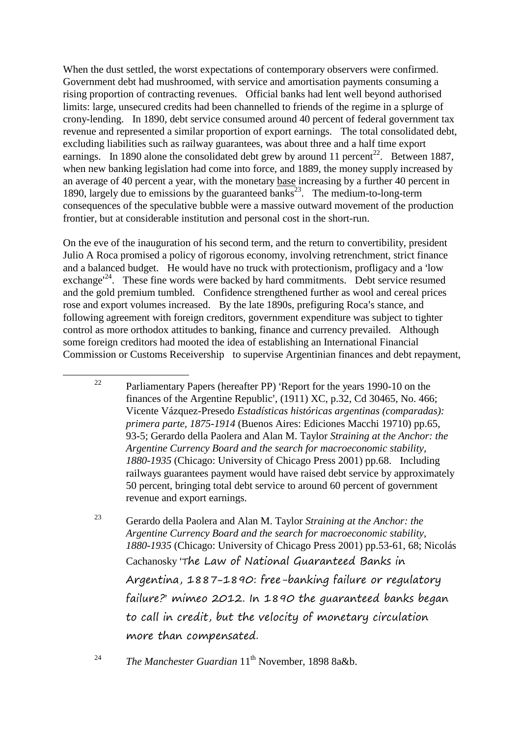When the dust settled, the worst expectations of contemporary observers were confirmed. Government debt had mushroomed, with service and amortisation payments consuming a rising proportion of contracting revenues. Official banks had lent well beyond authorised limits: large, unsecured credits had been channelled to friends of the regime in a splurge of crony-lending. In 1890, debt service consumed around 40 percent of federal government tax revenue and represented a similar proportion of export earnings. The total consolidated debt, excluding liabilities such as railway guarantees, was about three and a half time export earnings. In 1890 alone the consolidated debt grew by around 11 percent[22]. Between 1887, when new banking legislation had come into force, and 1889, the money supply increased by an average of 40 percent a year, with the monetary base increasing by a further 40 percent in 1890, largely due to emissions by the guaranteed banks[23]. The medium-to-long-term consequences of the speculative bubble were a massive outward movement of the production frontier, but at considerable institution and personal cost in the short-run.

On the eve of the inauguration of his second term, and the return to convertibility, president Julio A Roca promised a policy of rigorous economy, involving retrenchment, strict finance and a balanced budget. He would have no truck with protectionism, profligacy and a 'low exchange'[24]. These fine words were backed by hard commitments. Debt service resumed and the gold premium tumbled. Confidence strengthened further as wool and cereal prices rose and export volumes increased. By the late 1890s, prefiguring Roca's stance, and following agreement with foreign creditors, government expenditure was subject to tighter control as more orthodox attitudes to banking, finance and currency prevailed. Although some foreign creditors had mooted the idea of establishing an International Financial Commission or Customs Receivership to supervise Argentinian finances and debt repayment,

---

[22] Parliamentary Papers (hereafter PP) 'Report for the years 1990-10 on the finances of the Argentine Republic', (1911) XC, p.32, Cd 30465, No. 466; Vicente Vázquez-Presedo *Estadísticas históricas argentinas (comparadas): primera parte, 1875-1914* (Buenos Aires: Ediciones Macchi 19710) pp.65, 93-5; Gerardo della Paolera and Alan M. Taylor *Straining at the Anchor: the Argentine Currency Board and the search for macroeconomic stability, 1880-1935* (Chicago: University of Chicago Press 2001) pp.68. Including railways guarantees payment would have raised debt service by approximately 50 percent, bringing total debt service to around 60 percent of government revenue and export earnings.

[23] Gerardo della Paolera and Alan M. Taylor *Straining at the Anchor: the Argentine Currency Board and the search for macroeconomic stability, 1880-1935* (Chicago: University of Chicago Press 2001) pp.53-61, 68; Nicolás Cachanosky 'The Law of National Guaranteed Banks in Argentina, 1887-1890: free-banking failure or regulatory failure?' mimeo 2012. In 1890 the guaranteed banks began to call in credit, but the velocity of monetary circulation more than compensated.

[24] *The Manchester Guardian* 11th November, 1898 8a&b.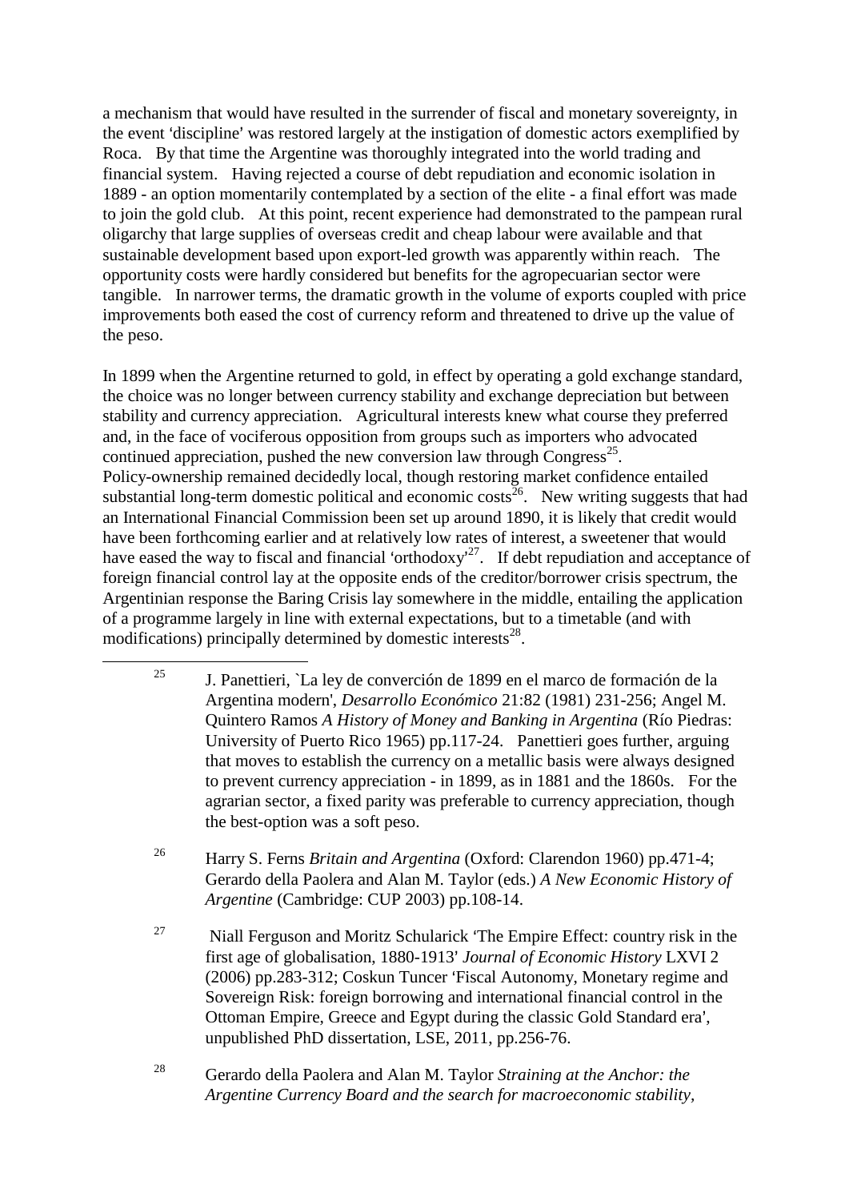a mechanism that would have resulted in the surrender of fiscal and monetary sovereignty, in the event 'discipline' was restored largely at the instigation of domestic actors exemplified by Roca. By that time the Argentine was thoroughly integrated into the world trading and financial system. Having rejected a course of debt repudiation and economic isolation in 1889 - an option momentarily contemplated by a section of the elite - a final effort was made to join the gold club. At this point, recent experience had demonstrated to the pampean rural oligarchy that large supplies of overseas credit and cheap labour were available and that sustainable development based upon export-led growth was apparently within reach. The opportunity costs were hardly considered but benefits for the agropecuarian sector were tangible. In narrower terms, the dramatic growth in the volume of exports coupled with price improvements both eased the cost of currency reform and threatened to drive up the value of the peso.

In 1899 when the Argentine returned to gold, in effect by operating a gold exchange standard, the choice was no longer between currency stability and exchange depreciation but between stability and currency appreciation. Agricultural interests knew what course they preferred and, in the face of vociferous opposition from groups such as importers who advocated continued appreciation, pushed the new conversion law through Congress[25]. Policy-ownership remained decidedly local, though restoring market confidence entailed substantial long-term domestic political and economic costs[26]. New writing suggests that had an International Financial Commission been set up around 1890, it is likely that credit would have been forthcoming earlier and at relatively low rates of interest, a sweetener that would have eased the way to fiscal and financial 'orthodoxy'[27]. If debt repudiation and acceptance of foreign financial control lay at the opposite ends of the creditor/borrower crisis spectrum, the Argentinian response the Baring Crisis lay somewhere in the middle, entailing the application of a programme largely in line with external expectations, but to a timetable (and with modifications) principally determined by domestic interests[28].

[25] J. Panettieri, `La ley de converción de 1899 en el marco de formación de la Argentina modern', *Desarrollo Económico* 21:82 (1981) 231-256; Angel M. Quintero Ramos *A History of Money and Banking in Argentina* (Río Piedras: University of Puerto Rico 1965) pp.117-24. Panettieri goes further, arguing that moves to establish the currency on a metallic basis were always designed to prevent currency appreciation - in 1899, as in 1881 and the 1860s. For the agrarian sector, a fixed parity was preferable to currency appreciation, though the best-option was a soft peso.

[26] Harry S. Ferns *Britain and Argentina* (Oxford: Clarendon 1960) pp.471-4; Gerardo della Paolera and Alan M. Taylor (eds.) *A New Economic History of Argentine* (Cambridge: CUP 2003) pp.108-14.

[27] Niall Ferguson and Moritz Schularick 'The Empire Effect: country risk in the first age of globalisation, 1880-1913' *Journal of Economic History* LXVI 2 (2006) pp.283-312; Coskun Tuncer 'Fiscal Autonomy, Monetary regime and Sovereign Risk: foreign borrowing and international financial control in the Ottoman Empire, Greece and Egypt during the classic Gold Standard era', unpublished PhD dissertation, LSE, 2011, pp.256-76.

[28] Gerardo della Paolera and Alan M. Taylor *Straining at the Anchor: the Argentine Currency Board and the search for macroeconomic stability,*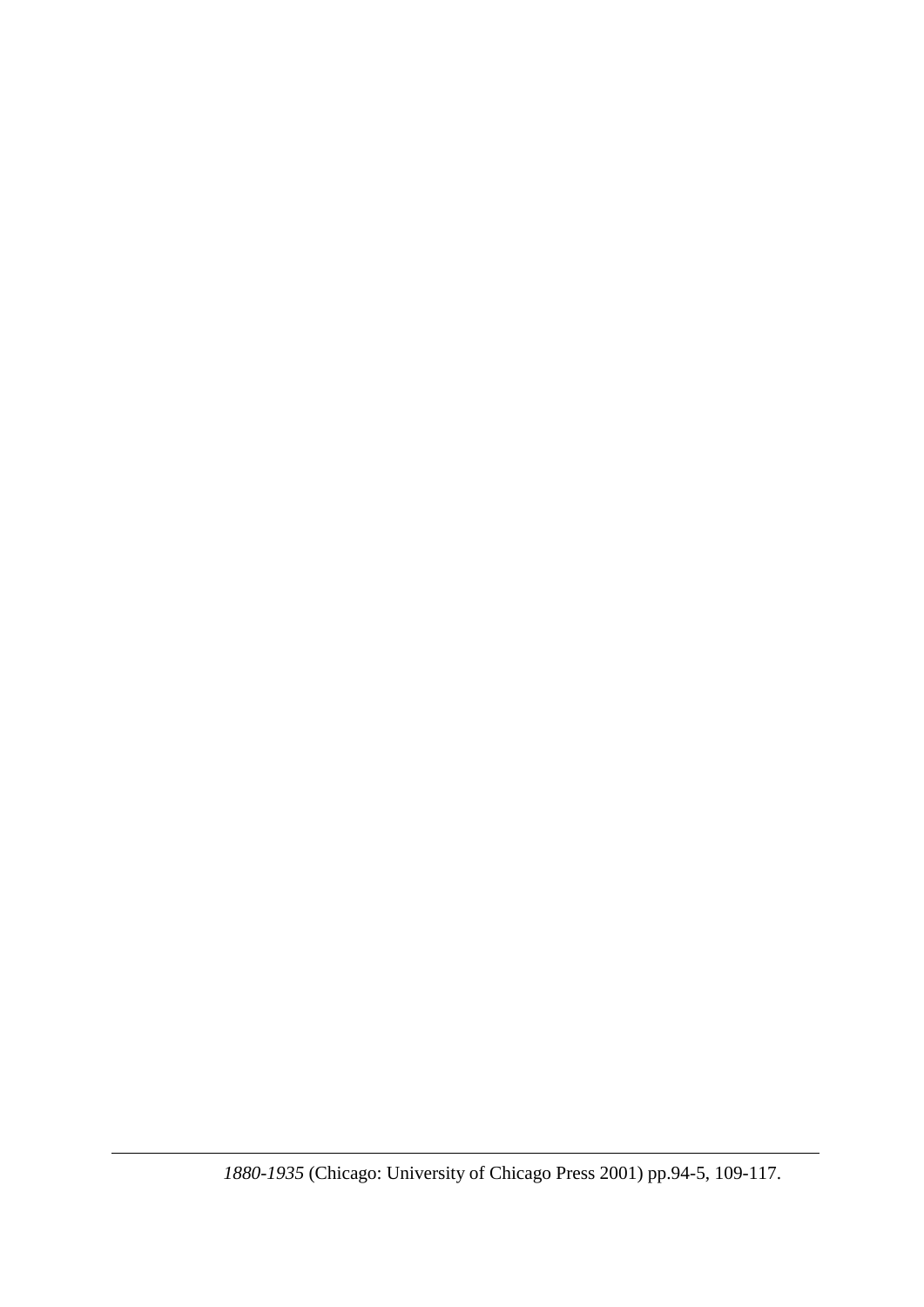*1880-1935* (Chicago: University of Chicago Press 2001) pp.94-5, 109-117.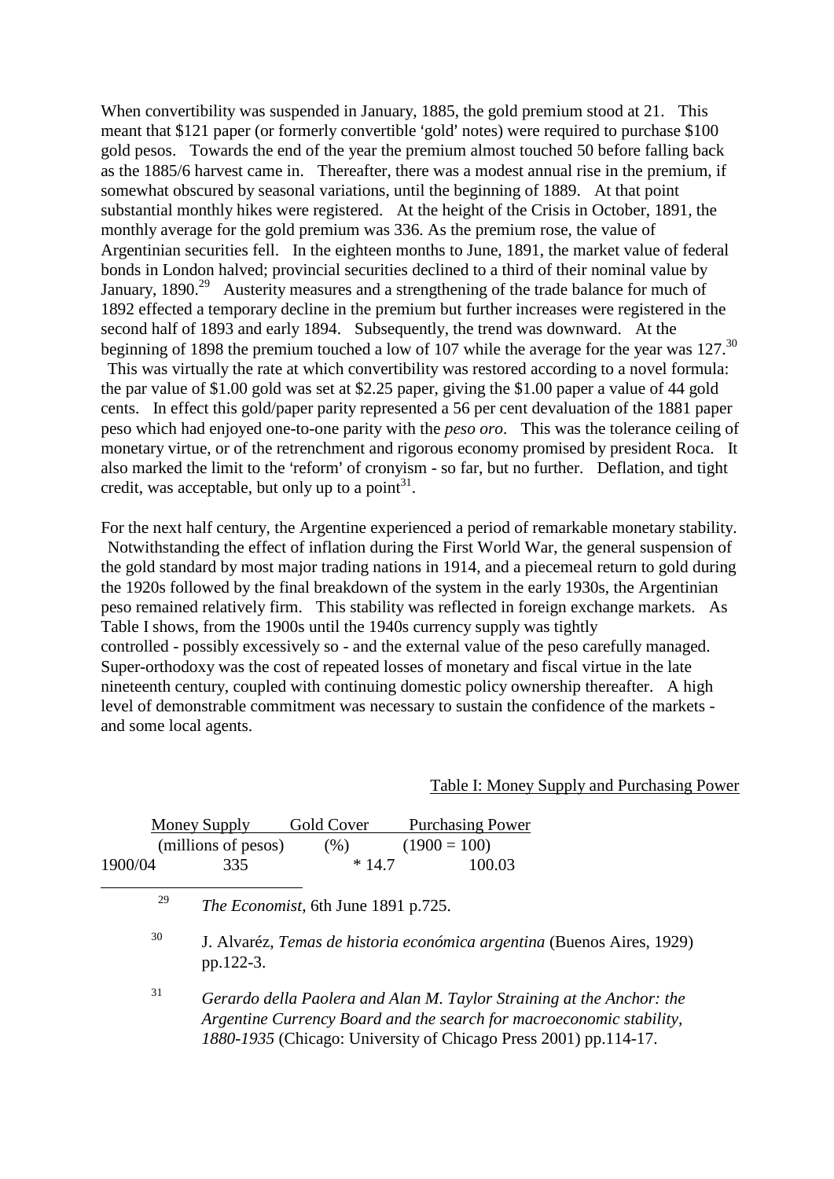When convertibility was suspended in January, 1885, the gold premium stood at 21. This meant that $121 paper (or formerly convertible 'gold' notes) were required to purchase $100 gold pesos. Towards the end of the year the premium almost touched 50 before falling back as the 1885/6 harvest came in. Thereafter, there was a modest annual rise in the premium, if somewhat obscured by seasonal variations, until the beginning of 1889. At that point substantial monthly hikes were registered. At the height of the Crisis in October, 1891, the monthly average for the gold premium was 336. As the premium rose, the value of Argentinian securities fell. In the eighteen months to June, 1891, the market value of federal bonds in London halved; provincial securities declined to a third of their nominal value by January, 1890.[29] Austerity measures and a strengthening of the trade balance for much of 1892 effected a temporary decline in the premium but further increases were registered in the second half of 1893 and early 1894. Subsequently, the trend was downward. At the beginning of 1898 the premium touched a low of 107 while the average for the year was 127.[30] This was virtually the rate at which convertibility was restored according to a novel formula: the par value of $1.00 gold was set at $2.25 paper, giving the $1.00 paper a value of 44 gold cents. In effect this gold/paper parity represented a 56 per cent devaluation of the 1881 paper peso which had enjoyed one-to-one parity with the *peso oro*. This was the tolerance ceiling of monetary virtue, or of the retrenchment and rigorous economy promised by president Roca. It also marked the limit to the 'reform' of cronyism - so far, but no further. Deflation, and tight credit, was acceptable, but only up to a point[31].

For the next half century, the Argentine experienced a period of remarkable monetary stability. Notwithstanding the effect of inflation during the First World War, the general suspension of the gold standard by most major trading nations in 1914, and a piecemeal return to gold during the 1920s followed by the final breakdown of the system in the early 1930s, the Argentinian peso remained relatively firm. This stability was reflected in foreign exchange markets. As Table I shows, from the 1900s until the 1940s currency supply was tightly controlled - possibly excessively so - and the external value of the peso carefully managed. Super-orthodoxy was the cost of repeated losses of monetary and fiscal virtue in the late nineteenth century, coupled with continuing domestic policy ownership thereafter. A high level of demonstrable commitment was necessary to sustain the confidence of the markets - and some local agents.

Table I: Money Supply and Purchasing Power

| | Money Supply (millions of pesos) | Gold Cover (%) | Purchasing Power (1900 = 100) |
|---|---|---|---|
| 1900/04 | 335 | * 14.7 | 100.03 |

[29] *The Economist*, 6th June 1891 p.725.

[30] J. Alvaréz, *Temas de historia económica argentina* (Buenos Aires, 1929) pp.122-3.

[31] *Gerardo della Paolera and Alan M. Taylor Straining at the Anchor: the Argentine Currency Board and the search for macroeconomic stability, 1880-1935* (Chicago: University of Chicago Press 2001) pp.114-17.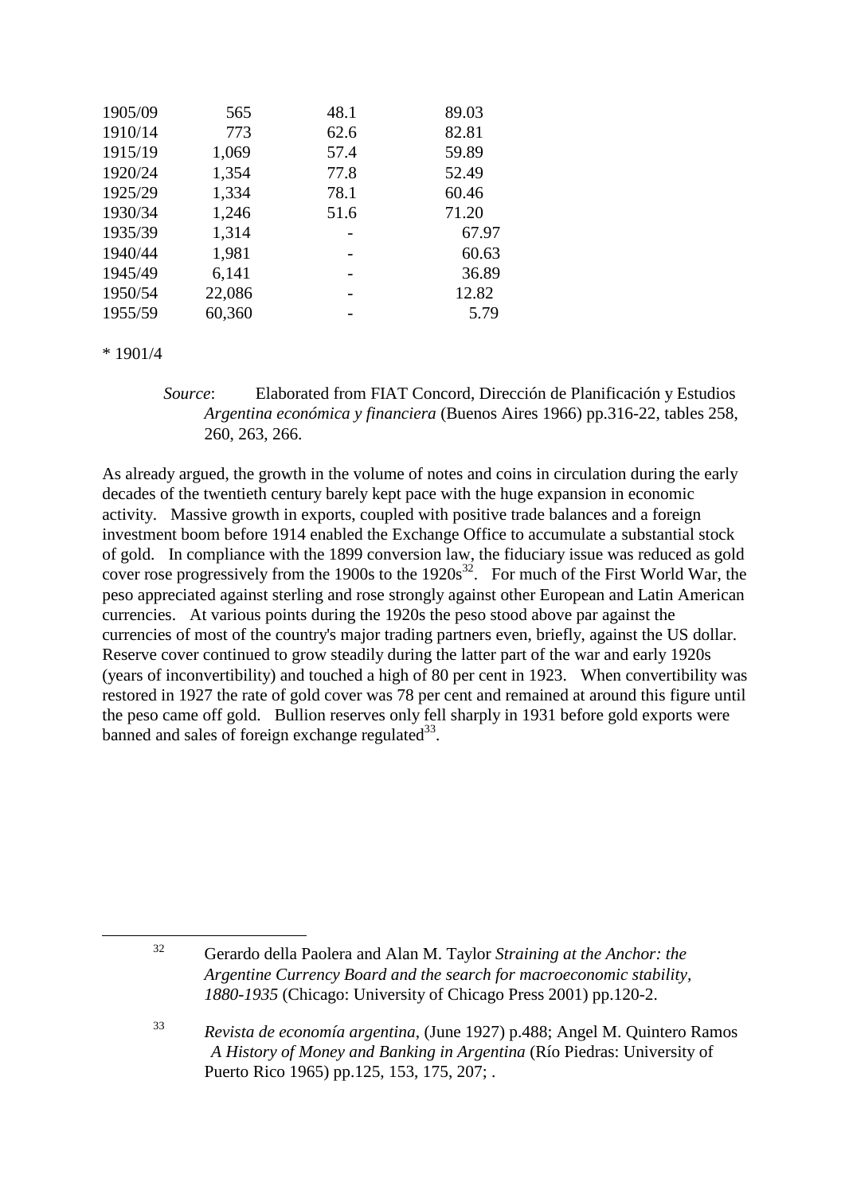| | | | |
|---|---|---|---|
| 1905/09 | 565 | 48.1 | 89.03 |
| 1910/14 | 773 | 62.6 | 82.81 |
| 1915/19 | 1,069 | 57.4 | 59.89 |
| 1920/24 | 1,354 | 77.8 | 52.49 |
| 1925/29 | 1,334 | 78.1 | 60.46 |
| 1930/34 | 1,246 | 51.6 | 71.20 |
| 1935/39 | 1,314 | - | 67.97 |
| 1940/44 | 1,981 | - | 60.63 |
| 1945/49 | 6,141 | - | 36.89 |
| 1950/54 | 22,086 | - | 12.82 |
| 1955/59 | 60,360 | - | 5.79 |

* 1901/4

*Source*: Elaborated from FIAT Concord, Dirección de Planificación y Estudios *Argentina económica y financiera* (Buenos Aires 1966) pp.316-22, tables 258, 260, 263, 266.

As already argued, the growth in the volume of notes and coins in circulation during the early decades of the twentieth century barely kept pace with the huge expansion in economic activity. Massive growth in exports, coupled with positive trade balances and a foreign investment boom before 1914 enabled the Exchange Office to accumulate a substantial stock of gold. In compliance with the 1899 conversion law, the fiduciary issue was reduced as gold cover rose progressively from the 1900s to the 1920s[32]. For much of the First World War, the peso appreciated against sterling and rose strongly against other European and Latin American currencies. At various points during the 1920s the peso stood above par against the currencies of most of the country's major trading partners even, briefly, against the US dollar. Reserve cover continued to grow steadily during the latter part of the war and early 1920s (years of inconvertibility) and touched a high of 80 per cent in 1923. When convertibility was restored in 1927 the rate of gold cover was 78 per cent and remained at around this figure until the peso came off gold. Bullion reserves only fell sharply in 1931 before gold exports were banned and sales of foreign exchange regulated[33].

---

[32] Gerardo della Paolera and Alan M. Taylor *Straining at the Anchor: the Argentine Currency Board and the search for macroeconomic stability, 1880-1935* (Chicago: University of Chicago Press 2001) pp.120-2.

[33] *Revista de economía argentina*, (June 1927) p.488; Angel M. Quintero Ramos *A History of Money and Banking in Argentina* (Río Piedras: University of Puerto Rico 1965) pp.125, 153, 175, 207; .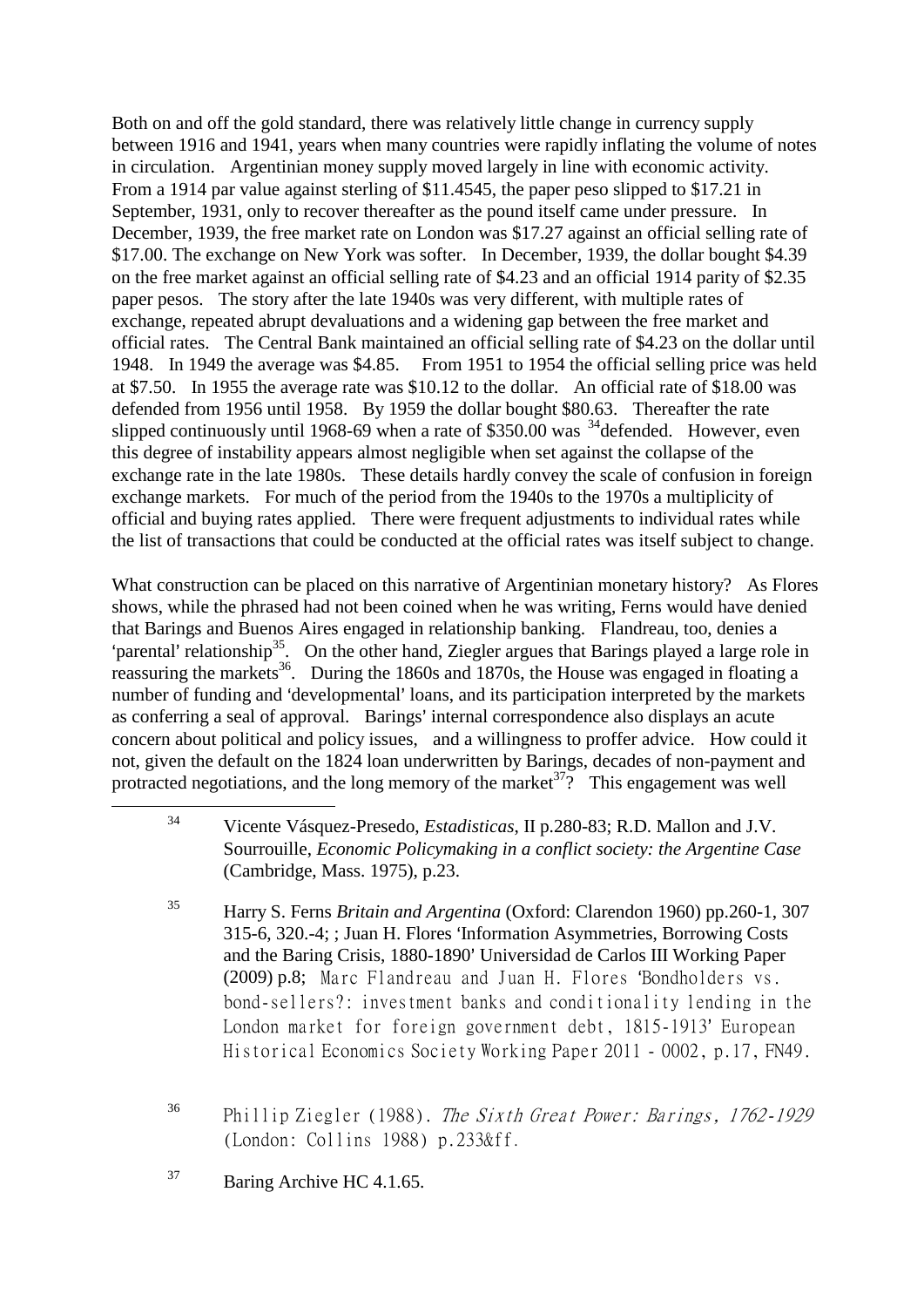Both on and off the gold standard, there was relatively little change in currency supply between 1916 and 1941, years when many countries were rapidly inflating the volume of notes in circulation. Argentinian money supply moved largely in line with economic activity. From a 1914 par value against sterling of $11.4545, the paper peso slipped to $17.21 in September, 1931, only to recover thereafter as the pound itself came under pressure. In December, 1939, the free market rate on London was $17.27 against an official selling rate of $17.00. The exchange on New York was softer. In December, 1939, the dollar bought $4.39 on the free market against an official selling rate of $4.23 and an official 1914 parity of $2.35 paper pesos. The story after the late 1940s was very different, with multiple rates of exchange, repeated abrupt devaluations and a widening gap between the free market and official rates. The Central Bank maintained an official selling rate of $4.23 on the dollar until 1948. In 1949 the average was $4.85. From 1951 to 1954 the official selling price was held at $7.50. In 1955 the average rate was $10.12 to the dollar. An official rate of $18.00 was defended from 1956 until 1958. By 1959 the dollar bought $80.63. Thereafter the rate slipped continuously until 1968-69 when a rate of $350.00 was [34]defended. However, even this degree of instability appears almost negligible when set against the collapse of the exchange rate in the late 1980s. These details hardly convey the scale of confusion in foreign exchange markets. For much of the period from the 1940s to the 1970s a multiplicity of official and buying rates applied. There were frequent adjustments to individual rates while the list of transactions that could be conducted at the official rates was itself subject to change.

What construction can be placed on this narrative of Argentinian monetary history? As Flores shows, while the phrased had not been coined when he was writing, Ferns would have denied that Barings and Buenos Aires engaged in relationship banking. Flandreau, too, denies a 'parental' relationship[35]. On the other hand, Ziegler argues that Barings played a large role in reassuring the markets[36]. During the 1860s and 1870s, the House was engaged in floating a number of funding and 'developmental' loans, and its participation interpreted by the markets as conferring a seal of approval. Barings' internal correspondence also displays an acute concern about political and policy issues, and a willingness to proffer advice. How could it not, given the default on the 1824 loan underwritten by Barings, decades of non-payment and protracted negotiations, and the long memory of the market[37]? This engagement was well

---

[34] Vicente Vásquez-Presedo, *Estadisticas*, II p.280-83; R.D. Mallon and J.V. Sourrouille, *Economic Policymaking in a conflict society: the Argentine Case* (Cambridge, Mass. 1975), p.23.

[35] Harry S. Ferns *Britain and Argentina* (Oxford: Clarendon 1960) pp.260-1, 307 315-6, 320.-4; ; Juan H. Flores 'Information Asymmetries, Borrowing Costs and the Baring Crisis, 1880-1890' Universidad de Carlos III Working Paper (2009) p.8; Marc Flandreau and Juan H. Flores 'Bondholders vs. bond-sellers?: investment banks and conditionality lending in the London market for foreign government debt, 1815-1913' European Historical Economics Society Working Paper 2011 - 0002, p.17, FN49.

[36] Phillip Ziegler (1988). *The Sixth Great Power: Barings, 1762-1929* (London: Collins 1988) p.233&ff.

[37] Baring Archive HC 4.1.65.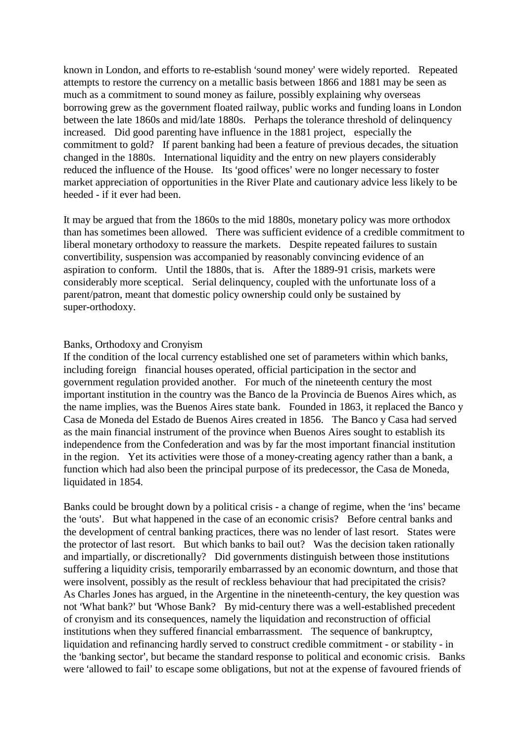known in London, and efforts to re-establish 'sound money' were widely reported. Repeated attempts to restore the currency on a metallic basis between 1866 and 1881 may be seen as much as a commitment to sound money as failure, possibly explaining why overseas borrowing grew as the government floated railway, public works and funding loans in London between the late 1860s and mid/late 1880s. Perhaps the tolerance threshold of delinquency increased. Did good parenting have influence in the 1881 project, especially the commitment to gold? If parent banking had been a feature of previous decades, the situation changed in the 1880s. International liquidity and the entry on new players considerably reduced the influence of the House. Its 'good offices' were no longer necessary to foster market appreciation of opportunities in the River Plate and cautionary advice less likely to be heeded - if it ever had been.

It may be argued that from the 1860s to the mid 1880s, monetary policy was more orthodox than has sometimes been allowed. There was sufficient evidence of a credible commitment to liberal monetary orthodoxy to reassure the markets. Despite repeated failures to sustain convertibility, suspension was accompanied by reasonably convincing evidence of an aspiration to conform. Until the 1880s, that is. After the 1889-91 crisis, markets were considerably more sceptical. Serial delinquency, coupled with the unfortunate loss of a parent/patron, meant that domestic policy ownership could only be sustained by super-orthodoxy.

## Banks, Orthodoxy and Cronyism

If the condition of the local currency established one set of parameters within which banks, including foreign financial houses operated, official participation in the sector and government regulation provided another. For much of the nineteenth century the most important institution in the country was the Banco de la Provincia de Buenos Aires which, as the name implies, was the Buenos Aires state bank. Founded in 1863, it replaced the Banco y Casa de Moneda del Estado de Buenos Aires created in 1856. The Banco y Casa had served as the main financial instrument of the province when Buenos Aires sought to establish its independence from the Confederation and was by far the most important financial institution in the region. Yet its activities were those of a money-creating agency rather than a bank, a function which had also been the principal purpose of its predecessor, the Casa de Moneda, liquidated in 1854.

Banks could be brought down by a political crisis - a change of regime, when the 'ins' became the 'outs'. But what happened in the case of an economic crisis? Before central banks and the development of central banking practices, there was no lender of last resort. States were the protector of last resort. But which banks to bail out? Was the decision taken rationally and impartially, or discretionally? Did governments distinguish between those institutions suffering a liquidity crisis, temporarily embarrassed by an economic downturn, and those that were insolvent, possibly as the result of reckless behaviour that had precipitated the crisis? As Charles Jones has argued, in the Argentine in the nineteenth-century, the key question was not 'What bank?' but 'Whose Bank? By mid-century there was a well-established precedent of cronyism and its consequences, namely the liquidation and reconstruction of official institutions when they suffered financial embarrassment. The sequence of bankruptcy, liquidation and refinancing hardly served to construct credible commitment - or stability - in the 'banking sector', but became the standard response to political and economic crisis. Banks were 'allowed to fail' to escape some obligations, but not at the expense of favoured friends of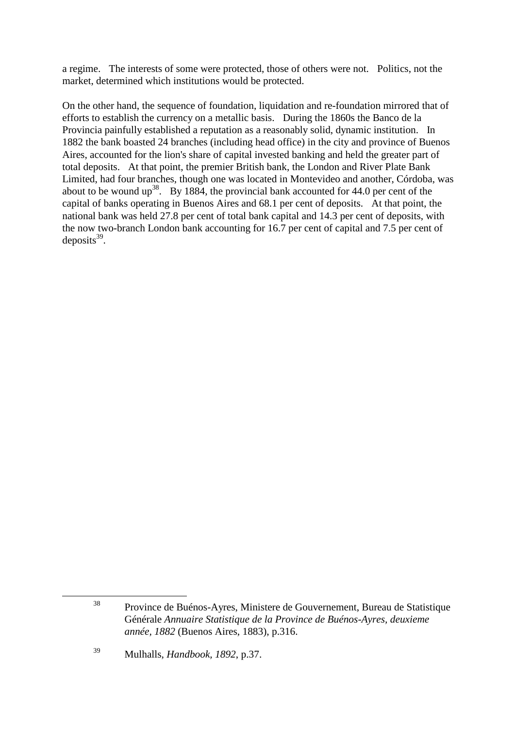a regime. The interests of some were protected, those of others were not. Politics, not the market, determined which institutions would be protected.

On the other hand, the sequence of foundation, liquidation and re-foundation mirrored that of efforts to establish the currency on a metallic basis. During the 1860s the Banco de la Provincia painfully established a reputation as a reasonably solid, dynamic institution. In 1882 the bank boasted 24 branches (including head office) in the city and province of Buenos Aires, accounted for the lion's share of capital invested banking and held the greater part of total deposits. At that point, the premier British bank, the London and River Plate Bank Limited, had four branches, though one was located in Montevideo and another, Córdoba, was about to be wound up[38]. By 1884, the provincial bank accounted for 44.0 per cent of the capital of banks operating in Buenos Aires and 68.1 per cent of deposits. At that point, the national bank was held 27.8 per cent of total bank capital and 14.3 per cent of deposits, with the now two-branch London bank accounting for 16.7 per cent of capital and 7.5 per cent of deposits[39].

---

[38] Province de Buénos-Ayres, Ministere de Gouvernement, Bureau de Statistique Générale *Annuaire Statistique de la Province de Buénos-Ayres, deuxieme année, 1882* (Buenos Aires, 1883), p.316.

[39] Mulhalls, *Handbook, 1892*, p.37.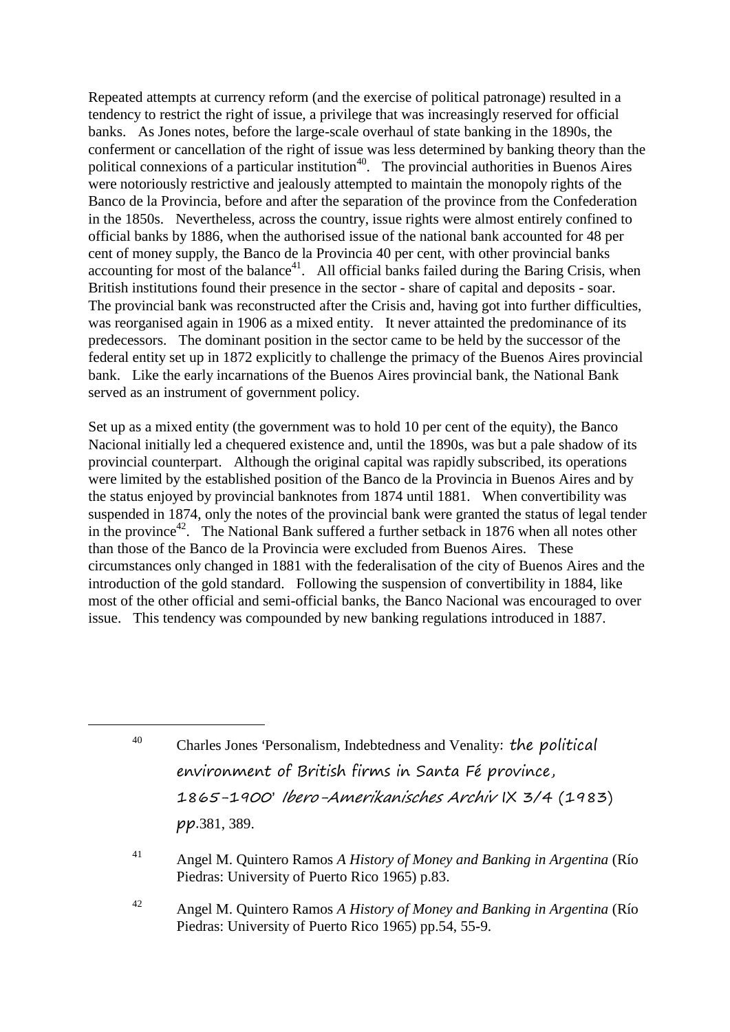Repeated attempts at currency reform (and the exercise of political patronage) resulted in a tendency to restrict the right of issue, a privilege that was increasingly reserved for official banks. As Jones notes, before the large-scale overhaul of state banking in the 1890s, the conferment or cancellation of the right of issue was less determined by banking theory than the political connexions of a particular institution[40]. The provincial authorities in Buenos Aires were notoriously restrictive and jealously attempted to maintain the monopoly rights of the Banco de la Provincia, before and after the separation of the province from the Confederation in the 1850s. Nevertheless, across the country, issue rights were almost entirely confined to official banks by 1886, when the authorised issue of the national bank accounted for 48 per cent of money supply, the Banco de la Provincia 40 per cent, with other provincial banks accounting for most of the balance[41]. All official banks failed during the Baring Crisis, when British institutions found their presence in the sector - share of capital and deposits - soar. The provincial bank was reconstructed after the Crisis and, having got into further difficulties, was reorganised again in 1906 as a mixed entity. It never attainted the predominance of its predecessors. The dominant position in the sector came to be held by the successor of the federal entity set up in 1872 explicitly to challenge the primacy of the Buenos Aires provincial bank. Like the early incarnations of the Buenos Aires provincial bank, the National Bank served as an instrument of government policy.

Set up as a mixed entity (the government was to hold 10 per cent of the equity), the Banco Nacional initially led a chequered existence and, until the 1890s, was but a pale shadow of its provincial counterpart. Although the original capital was rapidly subscribed, its operations were limited by the established position of the Banco de la Provincia in Buenos Aires and by the status enjoyed by provincial banknotes from 1874 until 1881. When convertibility was suspended in 1874, only the notes of the provincial bank were granted the status of legal tender in the province[42]. The National Bank suffered a further setback in 1876 when all notes other than those of the Banco de la Provincia were excluded from Buenos Aires. These circumstances only changed in 1881 with the federalisation of the city of Buenos Aires and the introduction of the gold standard. Following the suspension of convertibility in 1884, like most of the other official and semi-official banks, the Banco Nacional was encouraged to over issue. This tendency was compounded by new banking regulations introduced in 1887.

---

[40] Charles Jones 'Personalism, Indebtedness and Venality: the political environment of British firms in Santa Fé province, 1865-1900' *Ibero-Amerikanisches Archiv* IX 3/4 (1983) pp.381, 389.

[41] Angel M. Quintero Ramos *A History of Money and Banking in Argentina* (Río Piedras: University of Puerto Rico 1965) p.83.

[42] Angel M. Quintero Ramos *A History of Money and Banking in Argentina* (Río Piedras: University of Puerto Rico 1965) pp.54, 55-9.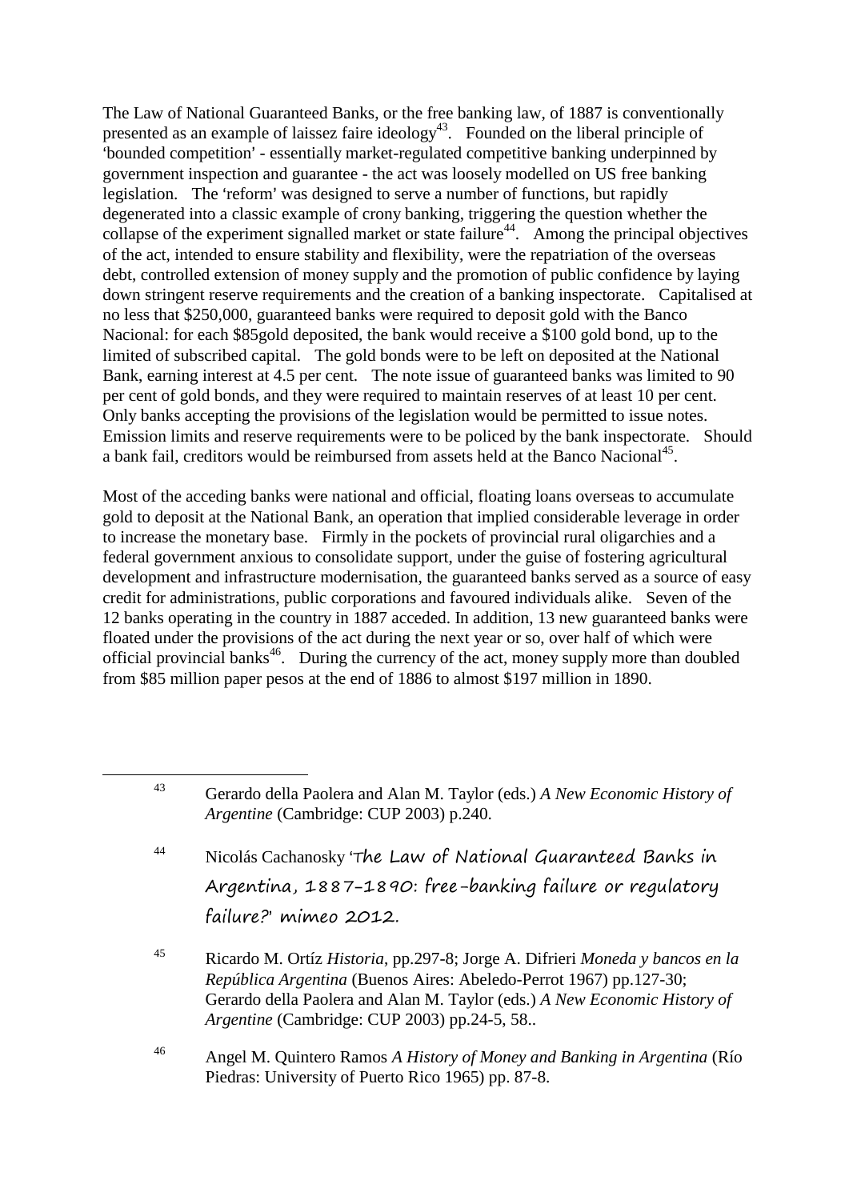The Law of National Guaranteed Banks, or the free banking law, of 1887 is conventionally presented as an example of laissez faire ideology[43]. Founded on the liberal principle of 'bounded competition' - essentially market-regulated competitive banking underpinned by government inspection and guarantee - the act was loosely modelled on US free banking legislation. The 'reform' was designed to serve a number of functions, but rapidly degenerated into a classic example of crony banking, triggering the question whether the collapse of the experiment signalled market or state failure[44]. Among the principal objectives of the act, intended to ensure stability and flexibility, were the repatriation of the overseas debt, controlled extension of money supply and the promotion of public confidence by laying down stringent reserve requirements and the creation of a banking inspectorate. Capitalised at no less that \$250,000, guaranteed banks were required to deposit gold with the Banco Nacional: for each \$85gold deposited, the bank would receive a \$100 gold bond, up to the limited of subscribed capital. The gold bonds were to be left on deposited at the National Bank, earning interest at 4.5 per cent. The note issue of guaranteed banks was limited to 90 per cent of gold bonds, and they were required to maintain reserves of at least 10 per cent. Only banks accepting the provisions of the legislation would be permitted to issue notes. Emission limits and reserve requirements were to be policed by the bank inspectorate. Should a bank fail, creditors would be reimbursed from assets held at the Banco Nacional[45].

Most of the acceding banks were national and official, floating loans overseas to accumulate gold to deposit at the National Bank, an operation that implied considerable leverage in order to increase the monetary base. Firmly in the pockets of provincial rural oligarchies and a federal government anxious to consolidate support, under the guise of fostering agricultural development and infrastructure modernisation, the guaranteed banks served as a source of easy credit for administrations, public corporations and favoured individuals alike. Seven of the 12 banks operating in the country in 1887 acceded. In addition, 13 new guaranteed banks were floated under the provisions of the act during the next year or so, over half of which were official provincial banks[46]. During the currency of the act, money supply more than doubled from \$85 million paper pesos at the end of 1886 to almost \$197 million in 1890.

---

43 Gerardo della Paolera and Alan M. Taylor (eds.) *A New Economic History of Argentine* (Cambridge: CUP 2003) p.240.

44 Nicolás Cachanosky 'The Law of National Guaranteed Banks in Argentina, 1887-1890: free-banking failure or regulatory failure?' mimeo 2012.

45 Ricardo M. Ortíz *Historia*, pp.297-8; Jorge A. Difrieri *Moneda y bancos en la República Argentina* (Buenos Aires: Abeledo-Perrot 1967) pp.127-30; Gerardo della Paolera and Alan M. Taylor (eds.) *A New Economic History of Argentine* (Cambridge: CUP 2003) pp.24-5, 58..

46 Angel M. Quintero Ramos *A History of Money and Banking in Argentina* (Río Piedras: University of Puerto Rico 1965) pp. 87-8.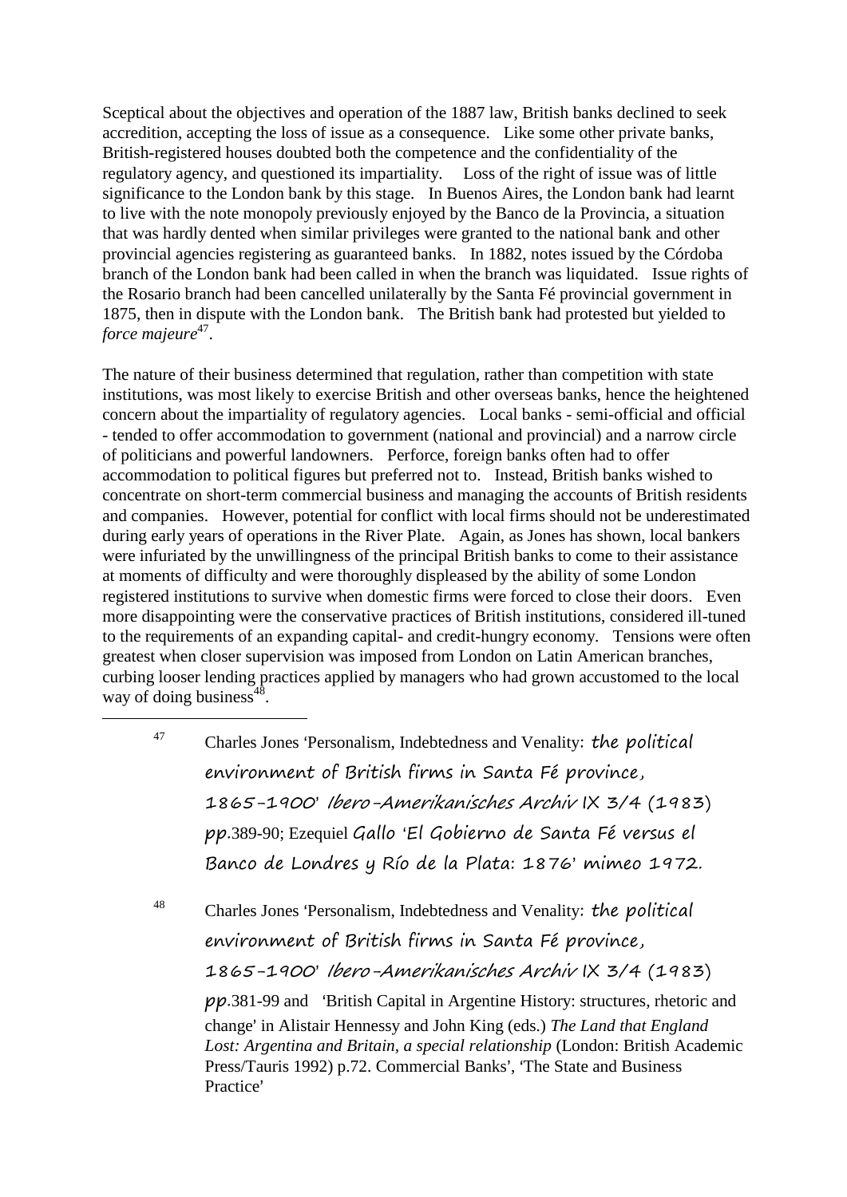Sceptical about the objectives and operation of the 1887 law, British banks declined to seek accredition, accepting the loss of issue as a consequence. Like some other private banks, British-registered houses doubted both the competence and the confidentiality of the regulatory agency, and questioned its impartiality. Loss of the right of issue was of little significance to the London bank by this stage. In Buenos Aires, the London bank had learnt to live with the note monopoly previously enjoyed by the Banco de la Provincia, a situation that was hardly dented when similar privileges were granted to the national bank and other provincial agencies registering as guaranteed banks. In 1882, notes issued by the Córdoba branch of the London bank had been called in when the branch was liquidated. Issue rights of the Rosario branch had been cancelled unilaterally by the Santa Fé provincial government in 1875, then in dispute with the London bank. The British bank had protested but yielded to *force majeure*[47].

The nature of their business determined that regulation, rather than competition with state institutions, was most likely to exercise British and other overseas banks, hence the heightened concern about the impartiality of regulatory agencies. Local banks - semi-official and official - tended to offer accommodation to government (national and provincial) and a narrow circle of politicians and powerful landowners. Perforce, foreign banks often had to offer accommodation to political figures but preferred not to. Instead, British banks wished to concentrate on short-term commercial business and managing the accounts of British residents and companies. However, potential for conflict with local firms should not be underestimated during early years of operations in the River Plate. Again, as Jones has shown, local bankers were infuriated by the unwillingness of the principal British banks to come to their assistance at moments of difficulty and were thoroughly displeased by the ability of some London registered institutions to survive when domestic firms were forced to close their doors. Even more disappointing were the conservative practices of British institutions, considered ill-tuned to the requirements of an expanding capital- and credit-hungry economy. Tensions were often greatest when closer supervision was imposed from London on Latin American branches, curbing looser lending practices applied by managers who had grown accustomed to the local way of doing business[48].

---

[47] Charles Jones 'Personalism, Indebtedness and Venality: the political environment of British firms in Santa Fé province, 1865-1900' *Ibero-Amerikanisches Archiv* IX 3/4 (1983) pp.389-90; Ezequiel Gallo 'El Gobierno de Santa Fé versus el Banco de Londres y Río de la Plata: 1876' mimeo 1972.

[48] Charles Jones 'Personalism, Indebtedness and Venality: the political environment of British firms in Santa Fé province, 1865-1900' *Ibero-Amerikanisches Archiv* IX 3/4 (1983) pp.381-99 and 'British Capital in Argentine History: structures, rhetoric and change' in Alistair Hennessy and John King (eds.) *The Land that England Lost: Argentina and Britain, a special relationship* (London: British Academic Press/Tauris 1992) p.72. Commercial Banks', 'The State and Business Practice'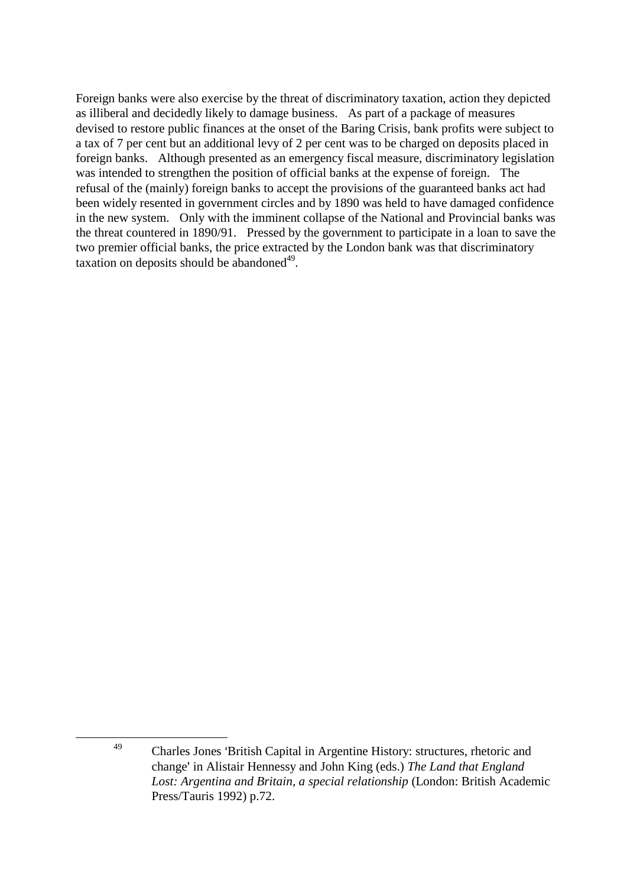Foreign banks were also exercise by the threat of discriminatory taxation, action they depicted as illiberal and decidedly likely to damage business. As part of a package of measures devised to restore public finances at the onset of the Baring Crisis, bank profits were subject to a tax of 7 per cent but an additional levy of 2 per cent was to be charged on deposits placed in foreign banks. Although presented as an emergency fiscal measure, discriminatory legislation was intended to strengthen the position of official banks at the expense of foreign. The refusal of the (mainly) foreign banks to accept the provisions of the guaranteed banks act had been widely resented in government circles and by 1890 was held to have damaged confidence in the new system. Only with the imminent collapse of the National and Provincial banks was the threat countered in 1890/91. Pressed by the government to participate in a loan to save the two premier official banks, the price extracted by the London bank was that discriminatory taxation on deposits should be abandoned[49].

---

[49] Charles Jones 'British Capital in Argentine History: structures, rhetoric and change' in Alistair Hennessy and John King (eds.) *The Land that England Lost: Argentina and Britain, a special relationship* (London: British Academic Press/Tauris 1992) p.72.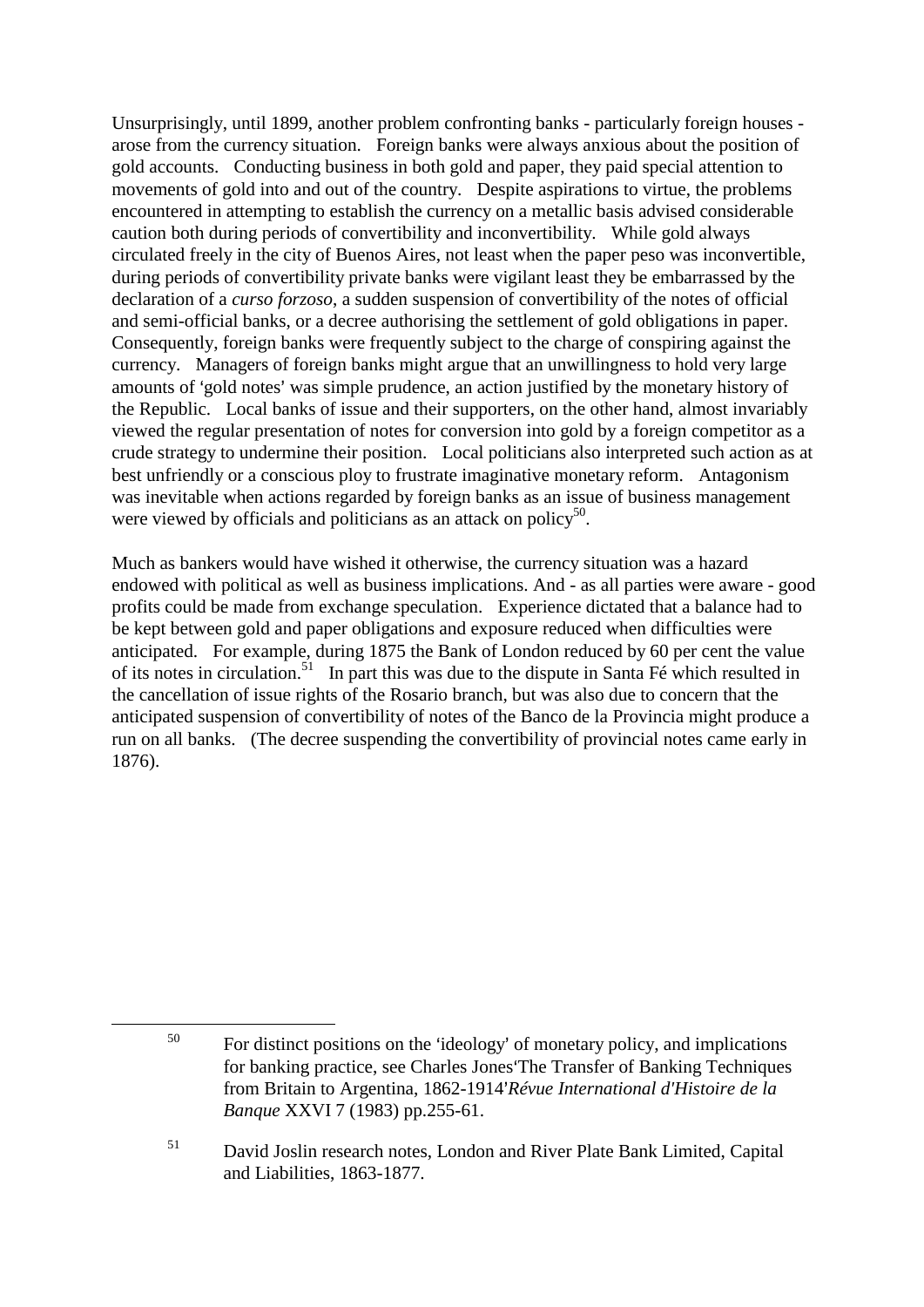Unsurprisingly, until 1899, another problem confronting banks - particularly foreign houses - arose from the currency situation. Foreign banks were always anxious about the position of gold accounts. Conducting business in both gold and paper, they paid special attention to movements of gold into and out of the country. Despite aspirations to virtue, the problems encountered in attempting to establish the currency on a metallic basis advised considerable caution both during periods of convertibility and inconvertibility. While gold always circulated freely in the city of Buenos Aires, not least when the paper peso was inconvertible, during periods of convertibility private banks were vigilant least they be embarrassed by the declaration of a *curso forzoso*, a sudden suspension of convertibility of the notes of official and semi-official banks, or a decree authorising the settlement of gold obligations in paper. Consequently, foreign banks were frequently subject to the charge of conspiring against the currency. Managers of foreign banks might argue that an unwillingness to hold very large amounts of 'gold notes' was simple prudence, an action justified by the monetary history of the Republic. Local banks of issue and their supporters, on the other hand, almost invariably viewed the regular presentation of notes for conversion into gold by a foreign competitor as a crude strategy to undermine their position. Local politicians also interpreted such action as at best unfriendly or a conscious ploy to frustrate imaginative monetary reform. Antagonism was inevitable when actions regarded by foreign banks as an issue of business management were viewed by officials and politicians as an attack on policy[50].

Much as bankers would have wished it otherwise, the currency situation was a hazard endowed with political as well as business implications. And - as all parties were aware - good profits could be made from exchange speculation. Experience dictated that a balance had to be kept between gold and paper obligations and exposure reduced when difficulties were anticipated. For example, during 1875 the Bank of London reduced by 60 per cent the value of its notes in circulation.[51] In part this was due to the dispute in Santa Fé which resulted in the cancellation of issue rights of the Rosario branch, but was also due to concern that the anticipated suspension of convertibility of notes of the Banco de la Provincia might produce a run on all banks. (The decree suspending the convertibility of provincial notes came early in 1876).

---

[50] For distinct positions on the 'ideology' of monetary policy, and implications for banking practice, see Charles Jones'The Transfer of Banking Techniques from Britain to Argentina, 1862-1914'*Révue International d'Histoire de la Banque* XXVI 7 (1983) pp.255-61.

[51] David Joslin research notes, London and River Plate Bank Limited, Capital and Liabilities, 1863-1877.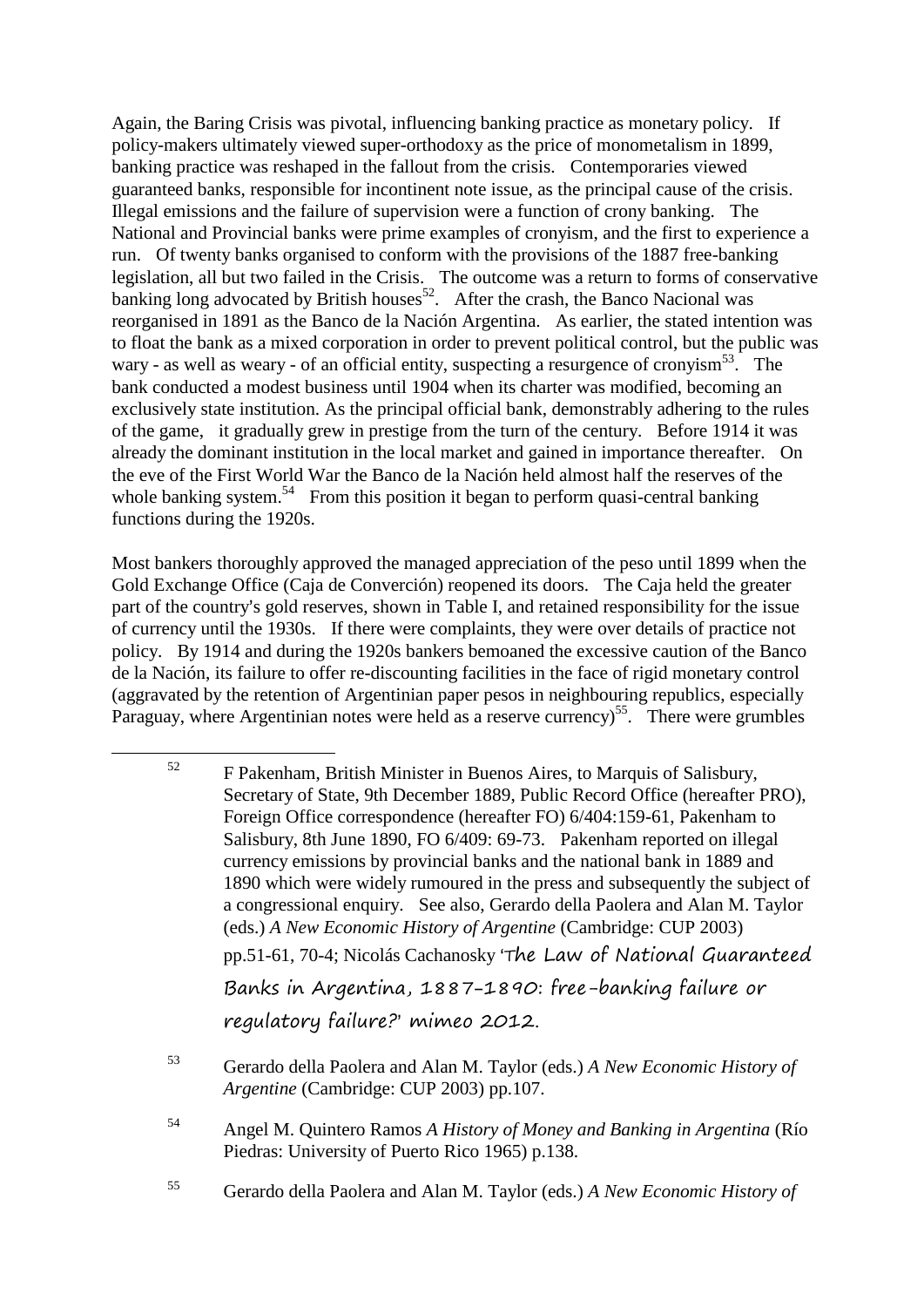Again, the Baring Crisis was pivotal, influencing banking practice as monetary policy. If policy-makers ultimately viewed super-orthodoxy as the price of monometalism in 1899, banking practice was reshaped in the fallout from the crisis. Contemporaries viewed guaranteed banks, responsible for incontinent note issue, as the principal cause of the crisis. Illegal emissions and the failure of supervision were a function of crony banking. The National and Provincial banks were prime examples of cronyism, and the first to experience a run. Of twenty banks organised to conform with the provisions of the 1887 free-banking legislation, all but two failed in the Crisis. The outcome was a return to forms of conservative banking long advocated by British houses[52]. After the crash, the Banco Nacional was reorganised in 1891 as the Banco de la Nación Argentina. As earlier, the stated intention was to float the bank as a mixed corporation in order to prevent political control, but the public was wary - as well as weary - of an official entity, suspecting a resurgence of cronyism[53]. The bank conducted a modest business until 1904 when its charter was modified, becoming an exclusively state institution. As the principal official bank, demonstrably adhering to the rules of the game, it gradually grew in prestige from the turn of the century. Before 1914 it was already the dominant institution in the local market and gained in importance thereafter. On the eve of the First World War the Banco de la Nación held almost half the reserves of the whole banking system.[54] From this position it began to perform quasi-central banking functions during the 1920s.

Most bankers thoroughly approved the managed appreciation of the peso until 1899 when the Gold Exchange Office (Caja de Converción) reopened its doors. The Caja held the greater part of the country's gold reserves, shown in Table I, and retained responsibility for the issue of currency until the 1930s. If there were complaints, they were over details of practice not policy. By 1914 and during the 1920s bankers bemoaned the excessive caution of the Banco de la Nación, its failure to offer re-discounting facilities in the face of rigid monetary control (aggravated by the retention of Argentinian paper pesos in neighbouring republics, especially Paraguay, where Argentinian notes were held as a reserve currency)[55]. There were grumbles

[52] F Pakenham, British Minister in Buenos Aires, to Marquis of Salisbury, Secretary of State, 9th December 1889, Public Record Office (hereafter PRO), Foreign Office correspondence (hereafter FO) 6/404:159-61, Pakenham to Salisbury, 8th June 1890, FO 6/409: 69-73. Pakenham reported on illegal currency emissions by provincial banks and the national bank in 1889 and 1890 which were widely rumoured in the press and subsequently the subject of a congressional enquiry. See also, Gerardo della Paolera and Alan M. Taylor (eds.) *A New Economic History of Argentine* (Cambridge: CUP 2003) pp.51-61, 70-4; Nicolás Cachanosky 'The Law of National Guaranteed Banks in Argentina, 1887-1890: free-banking failure or regulatory failure?' mimeo 2012.

[53] Gerardo della Paolera and Alan M. Taylor (eds.) *A New Economic History of Argentine* (Cambridge: CUP 2003) pp.107.

[54] Angel M. Quintero Ramos *A History of Money and Banking in Argentina* (Río Piedras: University of Puerto Rico 1965) p.138.

[55] Gerardo della Paolera and Alan M. Taylor (eds.) *A New Economic History of*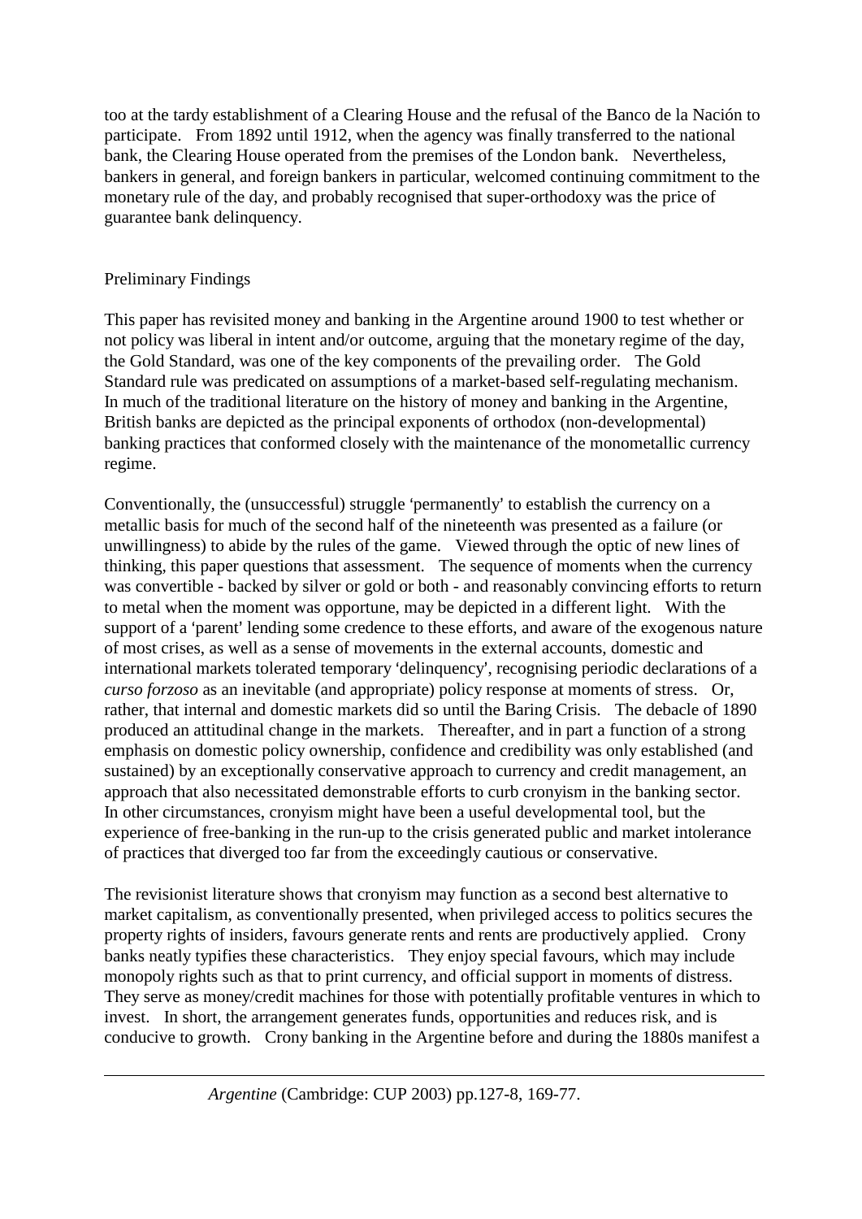too at the tardy establishment of a Clearing House and the refusal of the Banco de la Nación to participate. From 1892 until 1912, when the agency was finally transferred to the national bank, the Clearing House operated from the premises of the London bank. Nevertheless, bankers in general, and foreign bankers in particular, welcomed continuing commitment to the monetary rule of the day, and probably recognised that super-orthodoxy was the price of guarantee bank delinquency.

## Preliminary Findings

This paper has revisited money and banking in the Argentine around 1900 to test whether or not policy was liberal in intent and/or outcome, arguing that the monetary regime of the day, the Gold Standard, was one of the key components of the prevailing order. The Gold Standard rule was predicated on assumptions of a market-based self-regulating mechanism. In much of the traditional literature on the history of money and banking in the Argentine, British banks are depicted as the principal exponents of orthodox (non-developmental) banking practices that conformed closely with the maintenance of the monometallic currency regime.

Conventionally, the (unsuccessful) struggle 'permanently' to establish the currency on a metallic basis for much of the second half of the nineteenth was presented as a failure (or unwillingness) to abide by the rules of the game. Viewed through the optic of new lines of thinking, this paper questions that assessment. The sequence of moments when the currency was convertible - backed by silver or gold or both - and reasonably convincing efforts to return to metal when the moment was opportune, may be depicted in a different light. With the support of a 'parent' lending some credence to these efforts, and aware of the exogenous nature of most crises, as well as a sense of movements in the external accounts, domestic and international markets tolerated temporary 'delinquency', recognising periodic declarations of a *curso forzoso* as an inevitable (and appropriate) policy response at moments of stress. Or, rather, that internal and domestic markets did so until the Baring Crisis. The debacle of 1890 produced an attitudinal change in the markets. Thereafter, and in part a function of a strong emphasis on domestic policy ownership, confidence and credibility was only established (and sustained) by an exceptionally conservative approach to currency and credit management, an approach that also necessitated demonstrable efforts to curb cronyism in the banking sector. In other circumstances, cronyism might have been a useful developmental tool, but the experience of free-banking in the run-up to the crisis generated public and market intolerance of practices that diverged too far from the exceedingly cautious or conservative.

The revisionist literature shows that cronyism may function as a second best alternative to market capitalism, as conventionally presented, when privileged access to politics secures the property rights of insiders, favours generate rents and rents are productively applied. Crony banks neatly typifies these characteristics. They enjoy special favours, which may include monopoly rights such as that to print currency, and official support in moments of distress. They serve as money/credit machines for those with potentially profitable ventures in which to invest. In short, the arrangement generates funds, opportunities and reduces risk, and is conducive to growth. Crony banking in the Argentine before and during the 1880s manifest a

*Argentine* (Cambridge: CUP 2003) pp.127-8, 169-77.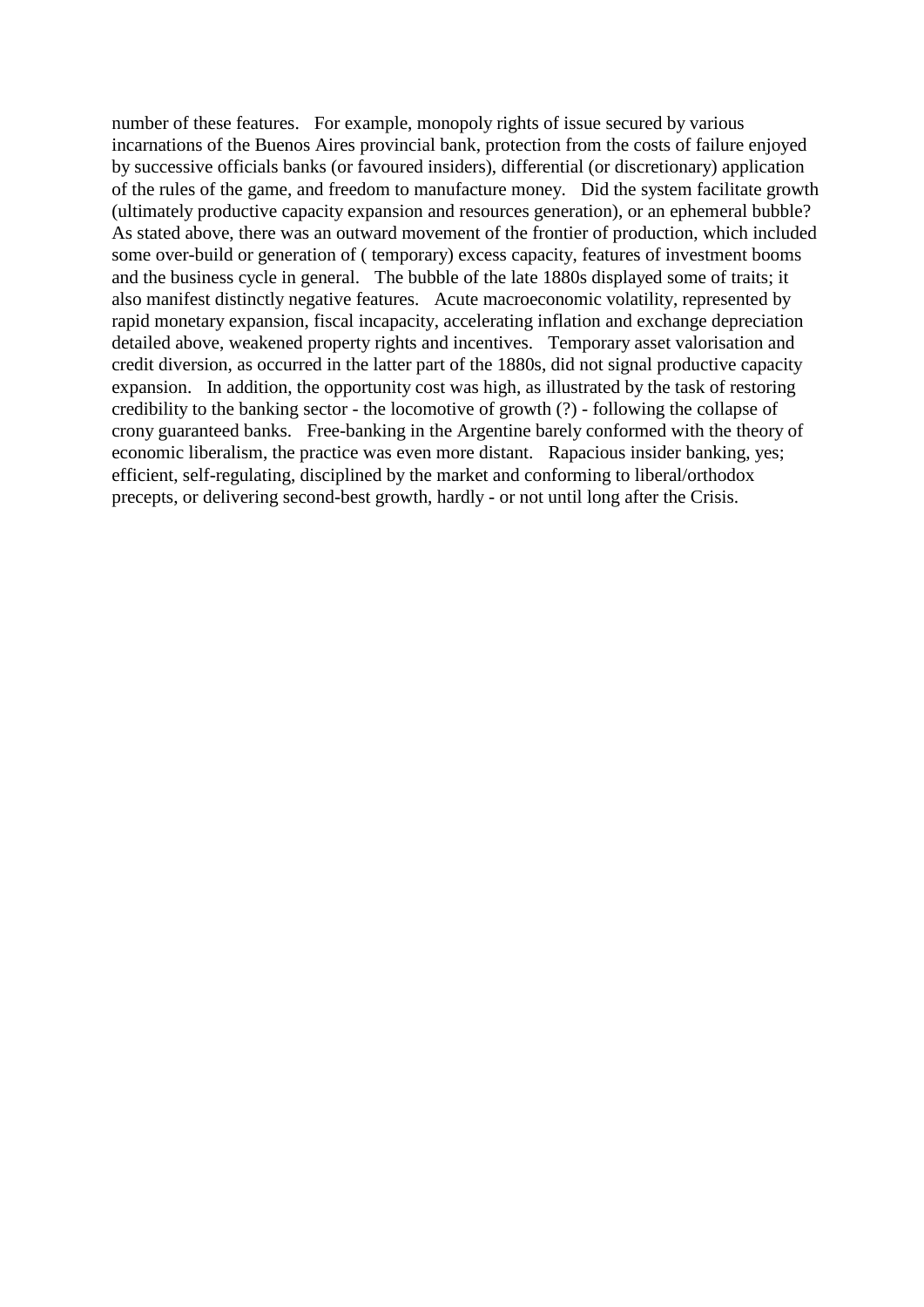number of these features. For example, monopoly rights of issue secured by various incarnations of the Buenos Aires provincial bank, protection from the costs of failure enjoyed by successive officials banks (or favoured insiders), differential (or discretionary) application of the rules of the game, and freedom to manufacture money. Did the system facilitate growth (ultimately productive capacity expansion and resources generation), or an ephemeral bubble? As stated above, there was an outward movement of the frontier of production, which included some over-build or generation of ( temporary) excess capacity, features of investment booms and the business cycle in general. The bubble of the late 1880s displayed some of traits; it also manifest distinctly negative features. Acute macroeconomic volatility, represented by rapid monetary expansion, fiscal incapacity, accelerating inflation and exchange depreciation detailed above, weakened property rights and incentives. Temporary asset valorisation and credit diversion, as occurred in the latter part of the 1880s, did not signal productive capacity expansion. In addition, the opportunity cost was high, as illustrated by the task of restoring credibility to the banking sector - the locomotive of growth (?) - following the collapse of crony guaranteed banks. Free-banking in the Argentine barely conformed with the theory of economic liberalism, the practice was even more distant. Rapacious insider banking, yes; efficient, self-regulating, disciplined by the market and conforming to liberal/orthodox precepts, or delivering second-best growth, hardly - or not until long after the Crisis.